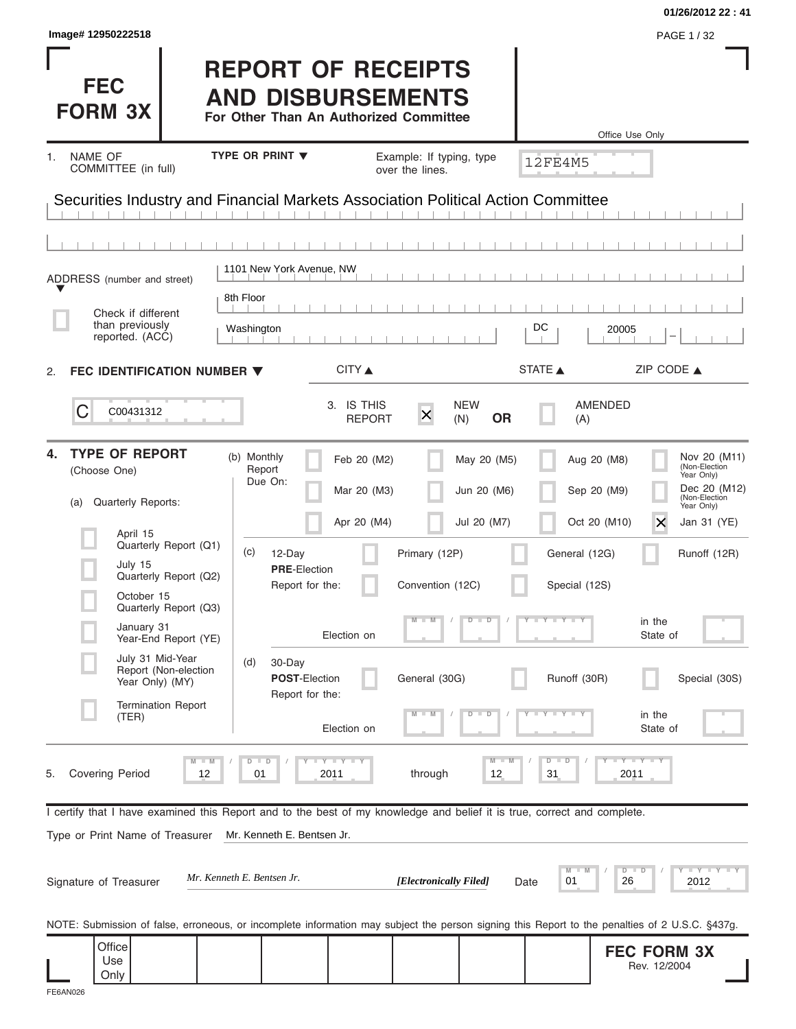01/26/2012 22 : 41

Image# 12950222518

# FEC FORM 3X

# REPORT OF RECEIPTS AND DISBURSEMENTS

**For Other Than An Authorized Committee**

Office Use Only

12FE4M5

1. NAME OF COMMITTEE (in full) — TYPE OR PRINT ▼ — Example: If typing, type over the lines.

Securities Industry and Financial Markets Association Political Action Committee

ADDRESS (number and street)

1101 New York Avenue, NW

8th Floor

☐ Check if different than previously reported. (ACC)

Washington — DC — 20005

CITY ▲ STATE ▲ ZIP CODE ▲

2. **FEC IDENTIFICATION NUMBER ▼**

C C00431312

3. IS THIS REPORT ☒ NEW (N) **OR** ☐ AMENDED (A)

4. **TYPE OF REPORT** (Choose One)

(a) Quarterly Reports:

- ☐ April 15 Quarterly Report (Q1)
- ☐ July 15 Quarterly Report (Q2)
- ☐ October 15 Quarterly Report (Q3)
- ☐ January 31 Year-End Report (YE)
- ☐ July 31 Mid-Year Report (Non-election Year Only) (MY)
- ☐ Termination Report (TER)

(b) Monthly Report Due On:

- ☐ Feb 20 (M2)
- ☐ Mar 20 (M3)
- ☐ Apr 20 (M4)
- ☐ May 20 (M5)
- ☐ Jun 20 (M6)
- ☐ Jul 20 (M7)
- ☐ Aug 20 (M8)
- ☐ Sep 20 (M9)
- ☐ Oct 20 (M10)
- ☐ Nov 20 (M11) (Non-Election Year Only)
- ☐ Dec 20 (M12) (Non-Election Year Only)
- ☒ Jan 31 (YE)

(c) 12-Day **PRE**-Election Report for the: ☐ Primary (12P) ☐ General (12G) ☐ Runoff (12R) ☐ Convention (12C) ☐ Special (12S)

Election on MM / DD / YYYY in the State of

(d) 30-Day **POST**-Election Report for the: ☐ General (30G) ☐ Runoff (30R) ☐ Special (30S)

Election on MM / DD / YYYY in the State of

5. Covering Period 12 / 01 / 2011 through 12 / 31 / 2011

I certify that I have examined this Report and to the best of my knowledge and belief it is true, correct and complete.

Type or Print Name of Treasurer: Mr. Kenneth E. Bentsen Jr.

Signature of Treasurer: *Mr. Kenneth E. Bentsen Jr.* ***[Electronically Filed]*** Date 01 / 26 / 2012

NOTE: Submission of false, erroneous, or incomplete information may subject the person signing this Report to the penalties of 2 U.S.C. §437g.

Office Use Only

**FEC FORM 3X**
Rev. 12/2004

FE6AN026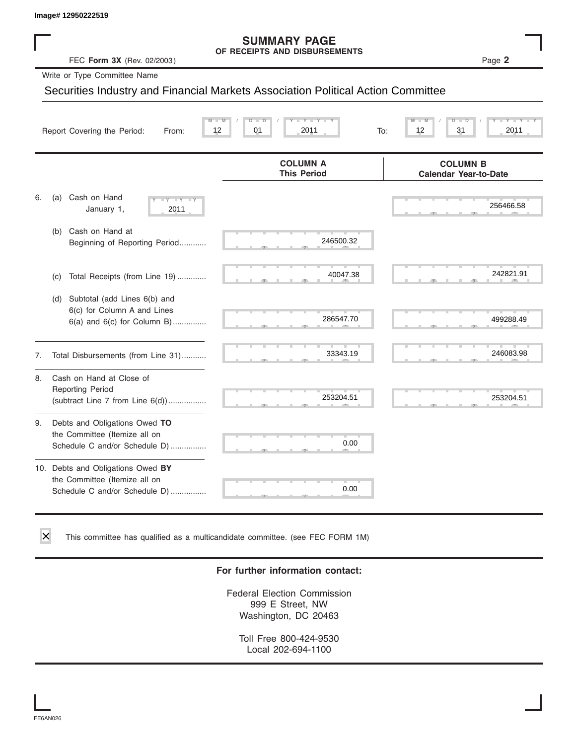Image# 12950222519

# SUMMARY PAGE
## OF RECEIPTS AND DISBURSEMENTS

FEC **Form 3X** (Rev. 02/2003) Page **2**

Write or Type Committee Name

Securities Industry and Financial Markets Association Political Action Committee

Report Covering the Period: From: 12 / 01 / 2011 To: 12 / 31 / 2011

| | COLUMN A This Period | COLUMN B Calendar Year-to-Date |
|---|---|---|
| 6. (a) Cash on Hand January 1, 2011 | | 256466.58 |
| (b) Cash on Hand at Beginning of Reporting Period............ | 246500.32 | |
| (c) Total Receipts (from Line 19) ............. | 40047.38 | 242821.91 |
| (d) Subtotal (add Lines 6(b) and 6(c) for Column A and Lines 6(a) and 6(c) for Column B)............... | 286547.70 | 499288.49 |
| 7. Total Disbursements (from Line 31)........... | 33343.19 | 246083.98 |
| 8. Cash on Hand at Close of Reporting Period (subtract Line 7 from Line 6(d))................. | 253204.51 | 253204.51 |
| 9. Debts and Obligations Owed **TO** the Committee (Itemize all on Schedule C and/or Schedule D) ................ | 0.00 | |
| 10. Debts and Obligations Owed **BY** the Committee (Itemize all on Schedule C and/or Schedule D) ................ | 0.00 | |

☒ This committee has qualified as a multicandidate committee. (see FEC FORM 1M)

**For further information contact:**

Federal Election Commission
999 E Street, NW
Washington, DC 20463

Toll Free 800-424-9530
Local 202-694-1100

FE6AN026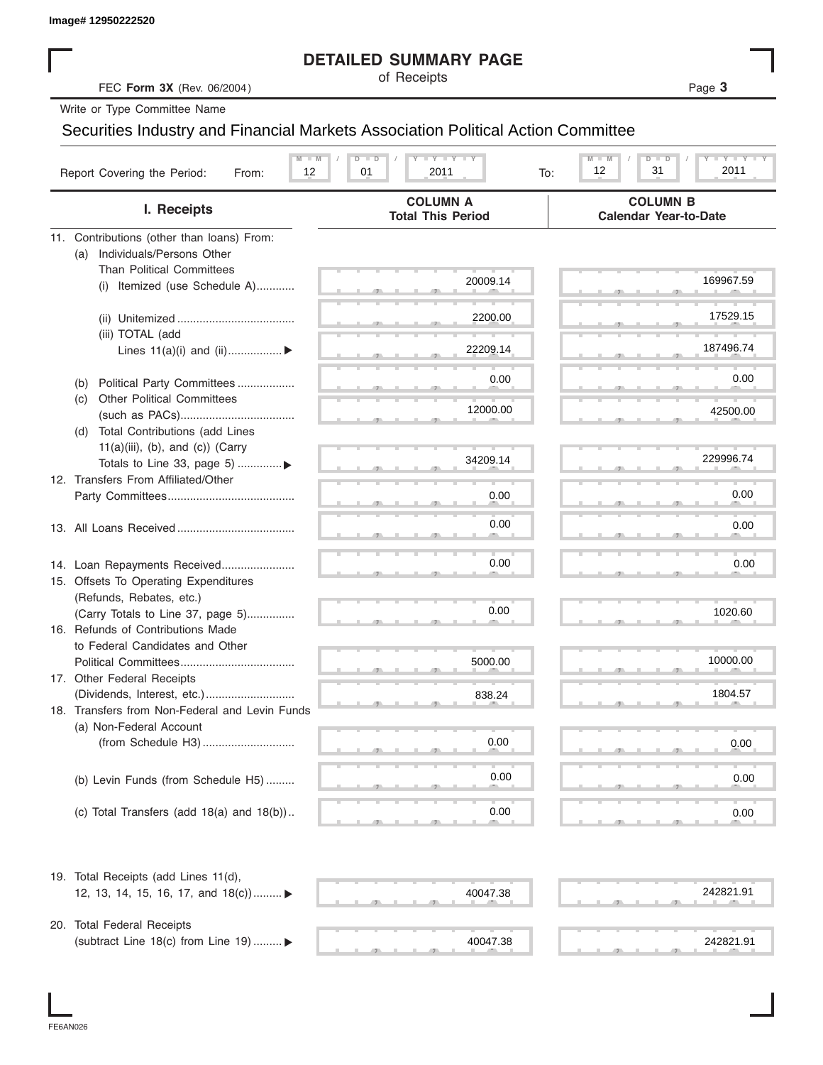Image# 12950222520

# DETAILED SUMMARY PAGE

of Receipts

FEC **Form 3X** (Rev. 06/2004)

Write or Type Committee Name

Securities Industry and Financial Markets Association Political Action Committee

Report Covering the Period: From: 12 / 01 / 2011 To: 12 / 31 / 2011

| I. Receipts | COLUMN A Total This Period | COLUMN B Calendar Year-to-Date |
|---|---|---|
| 11. Contributions (other than loans) From: | | |
| (a) Individuals/Persons Other Than Political Committees | | |
| (i) Itemized (use Schedule A) | 20009.14 | 169967.59 |
| (ii) Unitemized | 2200.00 | 17529.15 |
| (iii) TOTAL (add Lines 11(a)(i) and (ii)) ▶ | 22209.14 | 187496.74 |
| (b) Political Party Committees | 0.00 | 0.00 |
| (c) Other Political Committees (such as PACs) | 12000.00 | 42500.00 |
| (d) Total Contributions (add Lines 11(a)(iii), (b), and (c)) (Carry Totals to Line 33, page 5) ▶ | 34209.14 | 229996.74 |
| 12. Transfers From Affiliated/Other Party Committees | 0.00 | 0.00 |
| 13. All Loans Received | 0.00 | 0.00 |
| 14. Loan Repayments Received | 0.00 | 0.00 |
| 15. Offsets To Operating Expenditures (Refunds, Rebates, etc.) (Carry Totals to Line 37, page 5) | 0.00 | 1020.60 |
| 16. Refunds of Contributions Made to Federal Candidates and Other Political Committees | 5000.00 | 10000.00 |
| 17. Other Federal Receipts (Dividends, Interest, etc.) | 838.24 | 1804.57 |
| 18. Transfers from Non-Federal and Levin Funds | | |
| (a) Non-Federal Account (from Schedule H3) | 0.00 | 0.00 |
| (b) Levin Funds (from Schedule H5) | 0.00 | 0.00 |
| (c) Total Transfers (add 18(a) and 18(b)) | 0.00 | 0.00 |
| 19. Total Receipts (add Lines 11(d), 12, 13, 14, 15, 16, 17, and 18(c)) ▶ | 40047.38 | 242821.91 |
| 20. Total Federal Receipts (subtract Line 18(c) from Line 19) ▶ | 40047.38 | 242821.91 |

FE6AN026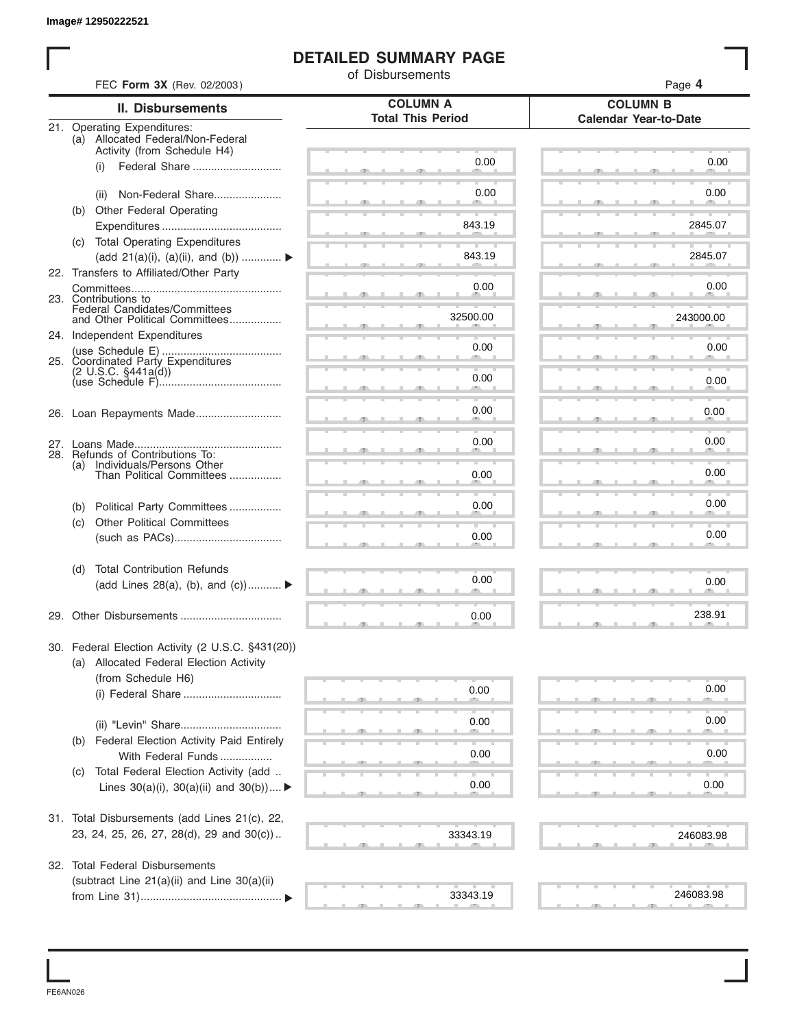Image# 12950222521

# DETAILED SUMMARY PAGE

of Disbursements

FEC **Form 3X** (Rev. 02/2003)

| II. Disbursements | COLUMN A Total This Period | COLUMN B Calendar Year-to-Date |
|---|---|---|
| 21. Operating Expenditures: | | |
| (a) Allocated Federal/Non-Federal Activity (from Schedule H4) | | |
| (i) Federal Share | 0.00 | 0.00 |
| (ii) Non-Federal Share | 0.00 | 0.00 |
| (b) Other Federal Operating Expenditures | 843.19 | 2845.07 |
| (c) Total Operating Expenditures (add 21(a)(i), (a)(ii), and (b)) ▶ | 843.19 | 2845.07 |
| 22. Transfers to Affiliated/Other Party Committees | 0.00 | 0.00 |
| 23. Contributions to Federal Candidates/Committees and Other Political Committees | 32500.00 | 243000.00 |
| 24. Independent Expenditures (use Schedule E) | 0.00 | 0.00 |
| 25. Coordinated Party Expenditures (2 U.S.C. §441a(d)) (use Schedule F) | 0.00 | 0.00 |
| 26. Loan Repayments Made | 0.00 | 0.00 |
| 27. Loans Made | 0.00 | 0.00 |
| 28. Refunds of Contributions To: | | |
| (a) Individuals/Persons Other Than Political Committees | 0.00 | 0.00 |
| (b) Political Party Committees | 0.00 | 0.00 |
| (c) Other Political Committees (such as PACs) | 0.00 | 0.00 |
| (d) Total Contribution Refunds (add Lines 28(a), (b), and (c)) ▶ | 0.00 | 0.00 |
| 29. Other Disbursements | 0.00 | 238.91 |
| 30. Federal Election Activity (2 U.S.C. §431(20)) | | |
| (a) Allocated Federal Election Activity (from Schedule H6) | | |
| (i) Federal Share | 0.00 | 0.00 |
| (ii) "Levin" Share | 0.00 | 0.00 |
| (b) Federal Election Activity Paid Entirely With Federal Funds | 0.00 | 0.00 |
| (c) Total Federal Election Activity (add Lines 30(a)(i), 30(a)(ii) and 30(b)) ▶ | 0.00 | 0.00 |
| 31. Total Disbursements (add Lines 21(c), 22, 23, 24, 25, 26, 27, 28(d), 29 and 30(c)) | 33343.19 | 246083.98 |
| 32. Total Federal Disbursements (subtract Line 21(a)(ii) and Line 30(a)(ii) from Line 31) ▶ | 33343.19 | 246083.98 |

FE6AN026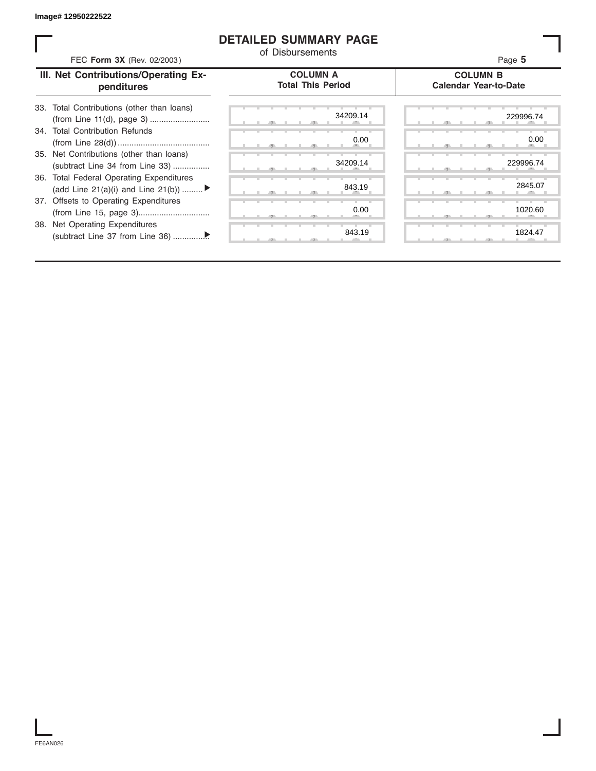# DETAILED SUMMARY PAGE

of Disbursements

FEC **Form 3X** (Rev. 02/2003)

| III. Net Contributions/Operating Expenditures | COLUMN A Total This Period | COLUMN B Calendar Year-to-Date |
|---|---|---|
| 33. Total Contributions (other than loans) (from Line 11(d), page 3) | 34209.14 | 229996.74 |
| 34. Total Contribution Refunds (from Line 28(d)) | 0.00 | 0.00 |
| 35. Net Contributions (other than loans) (subtract Line 34 from Line 33) | 34209.14 | 229996.74 |
| 36. Total Federal Operating Expenditures (add Line 21(a)(i) and Line 21(b)) ▶ | 843.19 | 2845.07 |
| 37. Offsets to Operating Expenditures (from Line 15, page 3) | 0.00 | 1020.60 |
| 38. Net Operating Expenditures (subtract Line 37 from Line 36) ▶ | 843.19 | 1824.47 |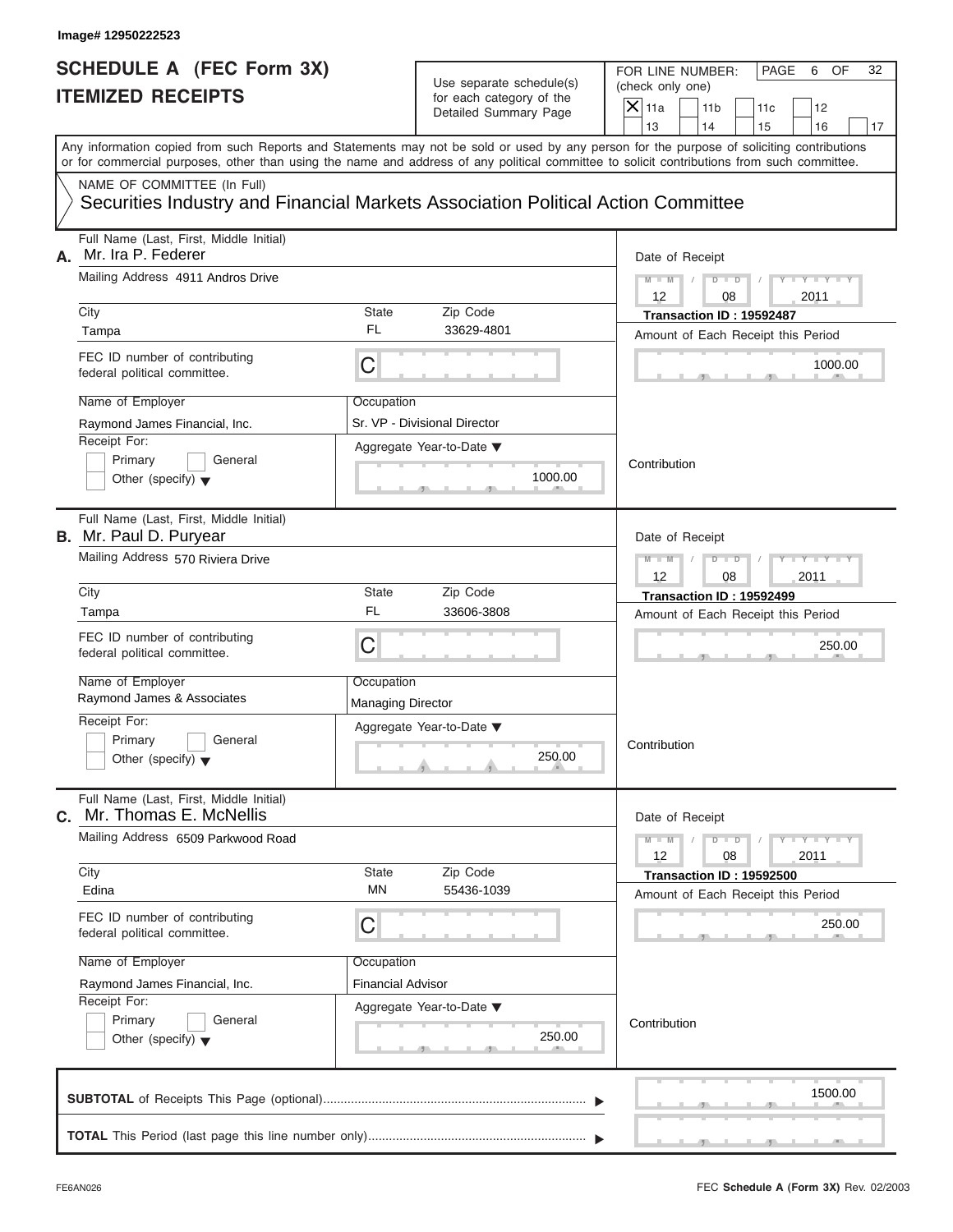Image# 12950222523

# SCHEDULE A (FEC Form 3X) ITEMIZED RECEIPTS

Use separate schedule(s) for each category of the Detailed Summary Page

FOR LINE NUMBER: (check only one)

- [X] 11a
- [ ] 11b
- [ ] 11c
- [ ] 12
- [ ] 13
- [ ] 14
- [ ] 15
- [ ] 16
- [ ] 17

PAGE 6 OF 32

Any information copied from such Reports and Statements may not be sold or used by any person for the purpose of soliciting contributions or for commercial purposes, other than using the name and address of any political committee to solicit contributions from such committee.

NAME OF COMMITTEE (In Full)

**Securities Industry and Financial Markets Association Political Action Committee**

---

**A.** Full Name (Last, First, Middle Initial): Mr. Ira P. Federer

Mailing Address: 4911 Andros Drive

City: Tampa | State: FL | Zip Code: 33629-4801

FEC ID number of contributing federal political committee: C

Name of Employer: Raymond James Financial, Inc.

Occupation: Sr. VP - Divisional Director

Receipt For: Primary / General / Other (specify)

Aggregate Year-to-Date: 1000.00

Date of Receipt: 12 / 08 / 2011

Transaction ID : 19592487

Amount of Each Receipt this Period: 1000.00

Contribution

---

**B.** Full Name (Last, First, Middle Initial): Mr. Paul D. Puryear

Mailing Address: 570 Riviera Drive

City: Tampa | State: FL | Zip Code: 33606-3808

FEC ID number of contributing federal political committee: C

Name of Employer: Raymond James & Associates

Occupation: Managing Director

Receipt For: Primary / General / Other (specify)

Aggregate Year-to-Date: 250.00

Date of Receipt: 12 / 08 / 2011

Transaction ID : 19592499

Amount of Each Receipt this Period: 250.00

Contribution

---

**C.** Full Name (Last, First, Middle Initial): Mr. Thomas E. McNellis

Mailing Address: 6509 Parkwood Road

City: Edina | State: MN | Zip Code: 55436-1039

FEC ID number of contributing federal political committee: C

Name of Employer: Raymond James Financial, Inc.

Occupation: Financial Advisor

Receipt For: Primary / General / Other (specify)

Aggregate Year-to-Date: 250.00

Date of Receipt: 12 / 08 / 2011

Transaction ID : 19592500

Amount of Each Receipt this Period: 250.00

Contribution

---

**SUBTOTAL** of Receipts This Page (optional): 1500.00

**TOTAL** This Period (last page this line number only):

FE6AN026

FEC Schedule A (Form 3X) Rev. 02/2003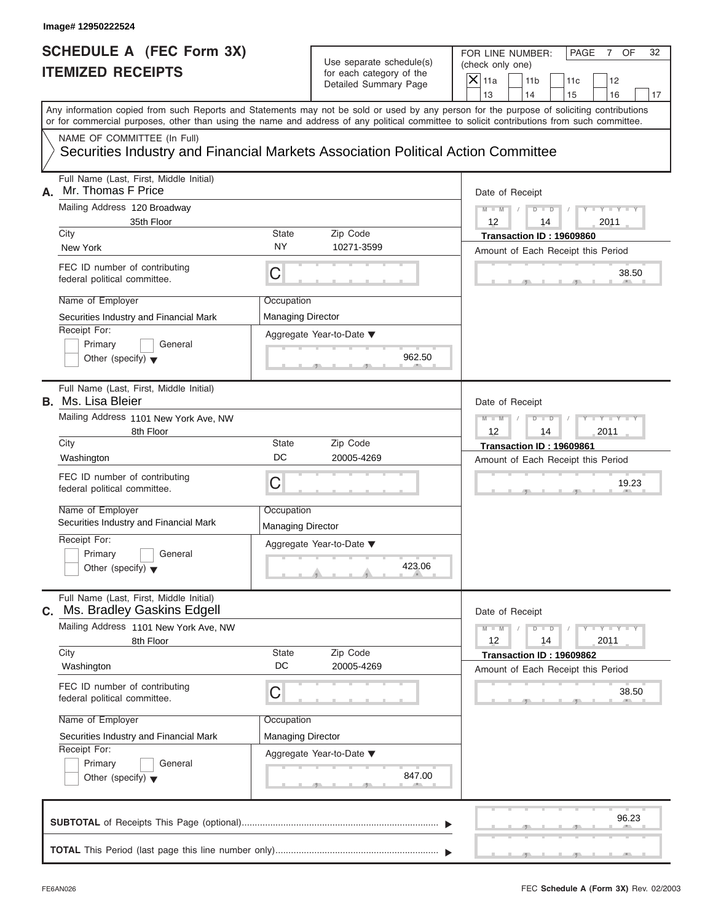Image# 12950222524

# SCHEDULE A (FEC Form 3X) ITEMIZED RECEIPTS

Use separate schedule(s) for each category of the Detailed Summary Page

FOR LINE NUMBER: (check only one)

- [X] 11a
- [ ] 11b
- [ ] 11c
- [ ] 12
- [ ] 13
- [ ] 14
- [ ] 15
- [ ] 16
- [ ] 17

PAGE 7 OF 32

Any information copied from such Reports and Statements may not be sold or used by any person for the purpose of soliciting contributions or for commercial purposes, other than using the name and address of any political committee to solicit contributions from such committee.

NAME OF COMMITTEE (In Full)

Securities Industry and Financial Markets Association Political Action Committee

---

**A.** Full Name (Last, First, Middle Initial): Mr. Thomas F Price

Mailing Address: 120 Broadway, 35th Floor

City: New York | State: NY | Zip Code: 10271-3599

FEC ID number of contributing federal political committee: C

Name of Employer: Securities Industry and Financial Mark

Occupation: Managing Director

Receipt For: Primary / General / Other (specify)

Aggregate Year-to-Date: 962.50

Date of Receipt: 12 / 14 / 2011

Transaction ID : 19609860

Amount of Each Receipt this Period: 38.50

---

**B.** Full Name (Last, First, Middle Initial): Ms. Lisa Bleier

Mailing Address: 1101 New York Ave, NW, 8th Floor

City: Washington | State: DC | Zip Code: 20005-4269

FEC ID number of contributing federal political committee: C

Name of Employer: Securities Industry and Financial Mark

Occupation: Managing Director

Receipt For: Primary / General / Other (specify)

Aggregate Year-to-Date: 423.06

Date of Receipt: 12 / 14 / 2011

Transaction ID : 19609861

Amount of Each Receipt this Period: 19.23

---

**C.** Full Name (Last, First, Middle Initial): Ms. Bradley Gaskins Edgell

Mailing Address: 1101 New York Ave, NW, 8th Floor

City: Washington | State: DC | Zip Code: 20005-4269

FEC ID number of contributing federal political committee: C

Name of Employer: Securities Industry and Financial Mark

Occupation: Managing Director

Receipt For: Primary / General / Other (specify)

Aggregate Year-to-Date: 847.00

Date of Receipt: 12 / 14 / 2011

Transaction ID : 19609862

Amount of Each Receipt this Period: 38.50

---

**SUBTOTAL** of Receipts This Page (optional): 96.23

**TOTAL** This Period (last page this line number only):

FE6AN026

FEC **Schedule A** (Form 3X) Rev. 02/2003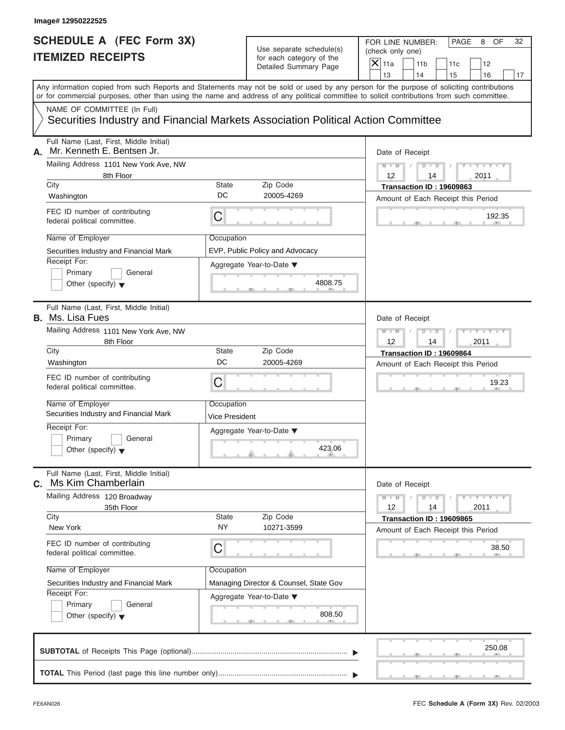Image# 12950222525

# SCHEDULE A (FEC Form 3X)
# ITEMIZED RECEIPTS

Use separate schedule(s) for each category of the Detailed Summary Page

FOR LINE NUMBER: (check only one)

- [X] 11a
- [ ] 11b
- [ ] 11c
- [ ] 12
- [ ] 13
- [ ] 14
- [ ] 15
- [ ] 16
- [ ] 17

PAGE 8 OF 32

Any information copied from such Reports and Statements may not be sold or used by any person for the purpose of soliciting contributions or for commercial purposes, other than using the name and address of any political committee to solicit contributions from such committee.

NAME OF COMMITTEE (In Full)
Securities Industry and Financial Markets Association Political Action Committee

---

**A.** Full Name (Last, First, Middle Initial): Mr. Kenneth E. Bentsen Jr.

Mailing Address: 1101 New York Ave, NW, 8th Floor

| City | State | Zip Code |
|---|---|---|
| Washington | DC | 20005-4269 |

FEC ID number of contributing federal political committee: C

Name of Employer: Securities Industry and Financial Mark

Occupation: EVP, Public Policy and Advocacy

Receipt For: Primary / General / Other (specify)

Aggregate Year-to-Date: 4808.75

Date of Receipt: 12 / 14 / 2011

Transaction ID : 19609863

Amount of Each Receipt this Period: 192.35

---

**B.** Full Name (Last, First, Middle Initial): Ms. Lisa Fues

Mailing Address: 1101 New York Ave, NW, 8th Floor

| City | State | Zip Code |
|---|---|---|
| Washington | DC | 20005-4269 |

FEC ID number of contributing federal political committee: C

Name of Employer: Securities Industry and Financial Mark

Occupation: Vice President

Receipt For: Primary / General / Other (specify)

Aggregate Year-to-Date: 423.06

Date of Receipt: 12 / 14 / 2011

Transaction ID : 19609864

Amount of Each Receipt this Period: 19.23

---

**C.** Full Name (Last, First, Middle Initial): Ms Kim Chamberlain

Mailing Address: 120 Broadway, 35th Floor

| City | State | Zip Code |
|---|---|---|
| New York | NY | 10271-3599 |

FEC ID number of contributing federal political committee: C

Name of Employer: Securities Industry and Financial Mark

Occupation: Managing Director & Counsel, State Gov

Receipt For: Primary / General / Other (specify)

Aggregate Year-to-Date: 808.50

Date of Receipt: 12 / 14 / 2011

Transaction ID : 19609865

Amount of Each Receipt this Period: 38.50

---

**SUBTOTAL** of Receipts This Page (optional): 250.08

**TOTAL** This Period (last page this line number only):

FE6AN026 FEC **Schedule A** (Form 3X) Rev. 02/2003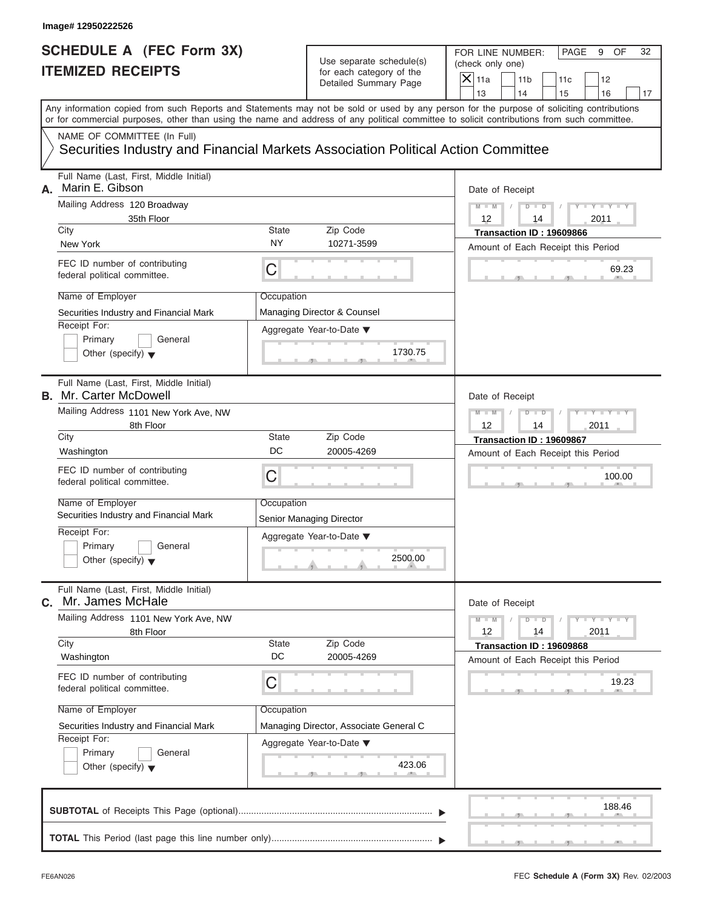Image# 12950222526

# SCHEDULE A (FEC Form 3X)
# ITEMIZED RECEIPTS

Use separate schedule(s) for each category of the Detailed Summary Page

FOR LINE NUMBER: (check only one)
[X] 11a [ ] 11b [ ] 11c [ ] 12 [ ] 13 [ ] 14 [ ] 15 [ ] 16 [ ] 17

Any information copied from such Reports and Statements may not be sold or used by any person for the purpose of soliciting contributions or for commercial purposes, other than using the name and address of any political committee to solicit contributions from such committee.

NAME OF COMMITTEE (In Full)
Securities Industry and Financial Markets Association Political Action Committee

---

**A.** Full Name (Last, First, Middle Initial): Marin E. Gibson

Mailing Address: 120 Broadway, 35th Floor

| City | State | Zip Code |
|---|---|---|
| New York | NY | 10271-3599 |

FEC ID number of contributing federal political committee: C

Name of Employer: Securities Industry and Financial Mark

Occupation: Managing Director & Counsel

Receipt For: [ ] Primary [ ] General [ ] Other (specify)

Aggregate Year-to-Date: 1730.75

Date of Receipt: 12 / 14 / 2011

Transaction ID : 19609866

Amount of Each Receipt this Period: 69.23

---

**B.** Full Name (Last, First, Middle Initial): Mr. Carter McDowell

Mailing Address: 1101 New York Ave, NW, 8th Floor

| City | State | Zip Code |
|---|---|---|
| Washington | DC | 20005-4269 |

FEC ID number of contributing federal political committee: C

Name of Employer: Securities Industry and Financial Mark

Occupation: Senior Managing Director

Receipt For: [ ] Primary [ ] General [ ] Other (specify)

Aggregate Year-to-Date: 2500.00

Date of Receipt: 12 / 14 / 2011

Transaction ID : 19609867

Amount of Each Receipt this Period: 100.00

---

**C.** Full Name (Last, First, Middle Initial): Mr. James McHale

Mailing Address: 1101 New York Ave, NW, 8th Floor

| City | State | Zip Code |
|---|---|---|
| Washington | DC | 20005-4269 |

FEC ID number of contributing federal political committee: C

Name of Employer: Securities Industry and Financial Mark

Occupation: Managing Director, Associate General C

Receipt For: [ ] Primary [ ] General [ ] Other (specify)

Aggregate Year-to-Date: 423.06

Date of Receipt: 12 / 14 / 2011

Transaction ID : 19609868

Amount of Each Receipt this Period: 19.23

---

**SUBTOTAL** of Receipts This Page (optional): 188.46

**TOTAL** This Period (last page this line number only):

FE6AN026

FEC **Schedule A** (Form 3X) Rev. 02/2003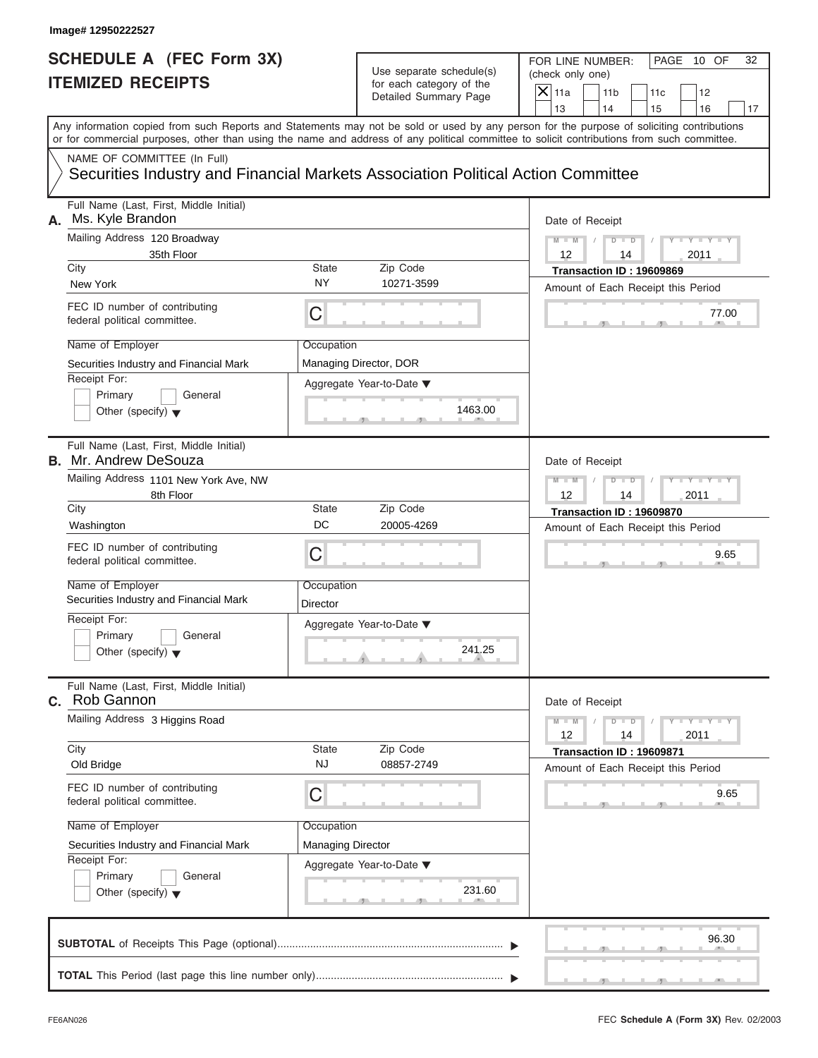Image# 12950222527

# SCHEDULE A (FEC Form 3X) ITEMIZED RECEIPTS

Use separate schedule(s) for each category of the Detailed Summary Page

FOR LINE NUMBER: (check only one)

- [X] 11a
- [ ] 11b
- [ ] 11c
- [ ] 12
- [ ] 13
- [ ] 14
- [ ] 15
- [ ] 16
- [ ] 17

PAGE 10 OF 32

Any information copied from such Reports and Statements may not be sold or used by any person for the purpose of soliciting contributions or for commercial purposes, other than using the name and address of any political committee to solicit contributions from such committee.

NAME OF COMMITTEE (In Full)
Securities Industry and Financial Markets Association Political Action Committee

---

**A.** Full Name (Last, First, Middle Initial): Ms. Kyle Brandon

Mailing Address: 120 Broadway, 35th Floor

City: New York | State: NY | Zip Code: 10271-3599

FEC ID number of contributing federal political committee: C

Name of Employer: Securities Industry and Financial Mark

Occupation: Managing Director, DOR

Receipt For: Primary [ ] General [ ] Other (specify) [ ]

Aggregate Year-to-Date: 1463.00

Date of Receipt: 12 / 14 / 2011

Transaction ID : 19609869

Amount of Each Receipt this Period: 77.00

---

**B.** Full Name (Last, First, Middle Initial): Mr. Andrew DeSouza

Mailing Address: 1101 New York Ave, NW, 8th Floor

City: Washington | State: DC | Zip Code: 20005-4269

FEC ID number of contributing federal political committee: C

Name of Employer: Securities Industry and Financial Mark

Occupation: Director

Receipt For: Primary [ ] General [ ] Other (specify) [ ]

Aggregate Year-to-Date: 241.25

Date of Receipt: 12 / 14 / 2011

Transaction ID : 19609870

Amount of Each Receipt this Period: 9.65

---

**C.** Full Name (Last, First, Middle Initial): Rob Gannon

Mailing Address: 3 Higgins Road

City: Old Bridge | State: NJ | Zip Code: 08857-2749

FEC ID number of contributing federal political committee: C

Name of Employer: Securities Industry and Financial Mark

Occupation: Managing Director

Receipt For: Primary [ ] General [ ] Other (specify) [ ]

Aggregate Year-to-Date: 231.60

Date of Receipt: 12 / 14 / 2011

Transaction ID : 19609871

Amount of Each Receipt this Period: 9.65

---

**SUBTOTAL** of Receipts This Page (optional): 96.30

**TOTAL** This Period (last page this line number only):

FE6AN026

FEC **Schedule A** (Form 3X) Rev. 02/2003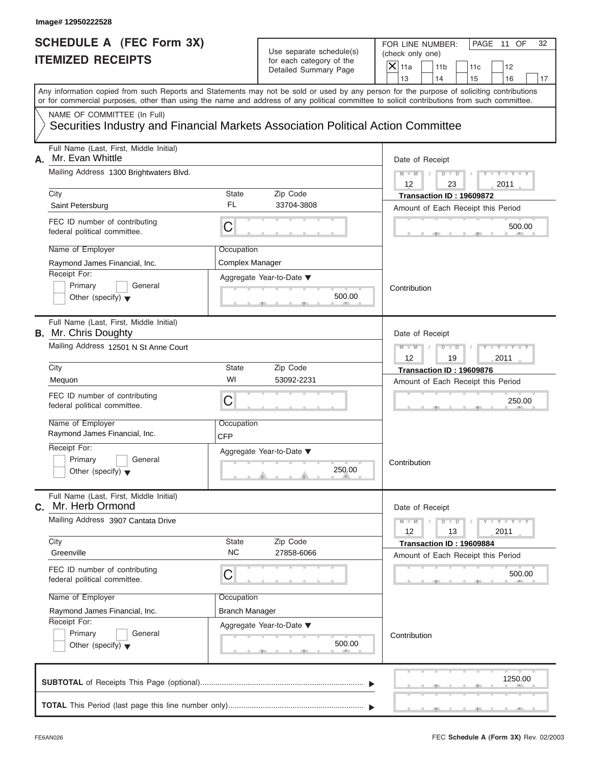Image# 12950222528

# SCHEDULE A (FEC Form 3X)
# ITEMIZED RECEIPTS

Use separate schedule(s) for each category of the Detailed Summary Page

FOR LINE NUMBER: (check only one)

- [X] 11a
- [ ] 11b
- [ ] 11c
- [ ] 12
- [ ] 13
- [ ] 14
- [ ] 15
- [ ] 16
- [ ] 17

PAGE 11 OF 32

Any information copied from such Reports and Statements may not be sold or used by any person for the purpose of soliciting contributions or for commercial purposes, other than using the name and address of any political committee to solicit contributions from such committee.

NAME OF COMMITTEE (In Full)
Securities Industry and Financial Markets Association Political Action Committee

---

**A.** Full Name (Last, First, Middle Initial): Mr. Evan Whittle

Mailing Address: 1300 Brightwaters Blvd.

City: Saint Petersburg | State: FL | Zip Code: 33704-3808

FEC ID number of contributing federal political committee: C

Name of Employer: Raymond James Financial, Inc.

Occupation: Complex Manager

Receipt For: Primary / General / Other (specify)

Aggregate Year-to-Date: 500.00

Date of Receipt: 12 / 23 / 2011

Transaction ID : 19609872

Amount of Each Receipt this Period: 500.00

Contribution

---

**B.** Full Name (Last, First, Middle Initial): Mr. Chris Doughty

Mailing Address: 12501 N St Anne Court

City: Mequon | State: WI | Zip Code: 53092-2231

FEC ID number of contributing federal political committee: C

Name of Employer: Raymond James Financial, Inc.

Occupation: CFP

Receipt For: Primary / General / Other (specify)

Aggregate Year-to-Date: 250.00

Date of Receipt: 12 / 19 / 2011

Transaction ID : 19609876

Amount of Each Receipt this Period: 250.00

Contribution

---

**C.** Full Name (Last, First, Middle Initial): Mr. Herb Ormond

Mailing Address: 3907 Cantata Drive

City: Greenville | State: NC | Zip Code: 27858-6066

FEC ID number of contributing federal political committee: C

Name of Employer: Raymond James Financial, Inc.

Occupation: Branch Manager

Receipt For: Primary / General / Other (specify)

Aggregate Year-to-Date: 500.00

Date of Receipt: 12 / 13 / 2011

Transaction ID : 19609884

Amount of Each Receipt this Period: 500.00

Contribution

---

**SUBTOTAL** of Receipts This Page (optional): 1250.00

**TOTAL** This Period (last page this line number only):

FE6AN026

FEC **Schedule A** (Form 3X) Rev. 02/2003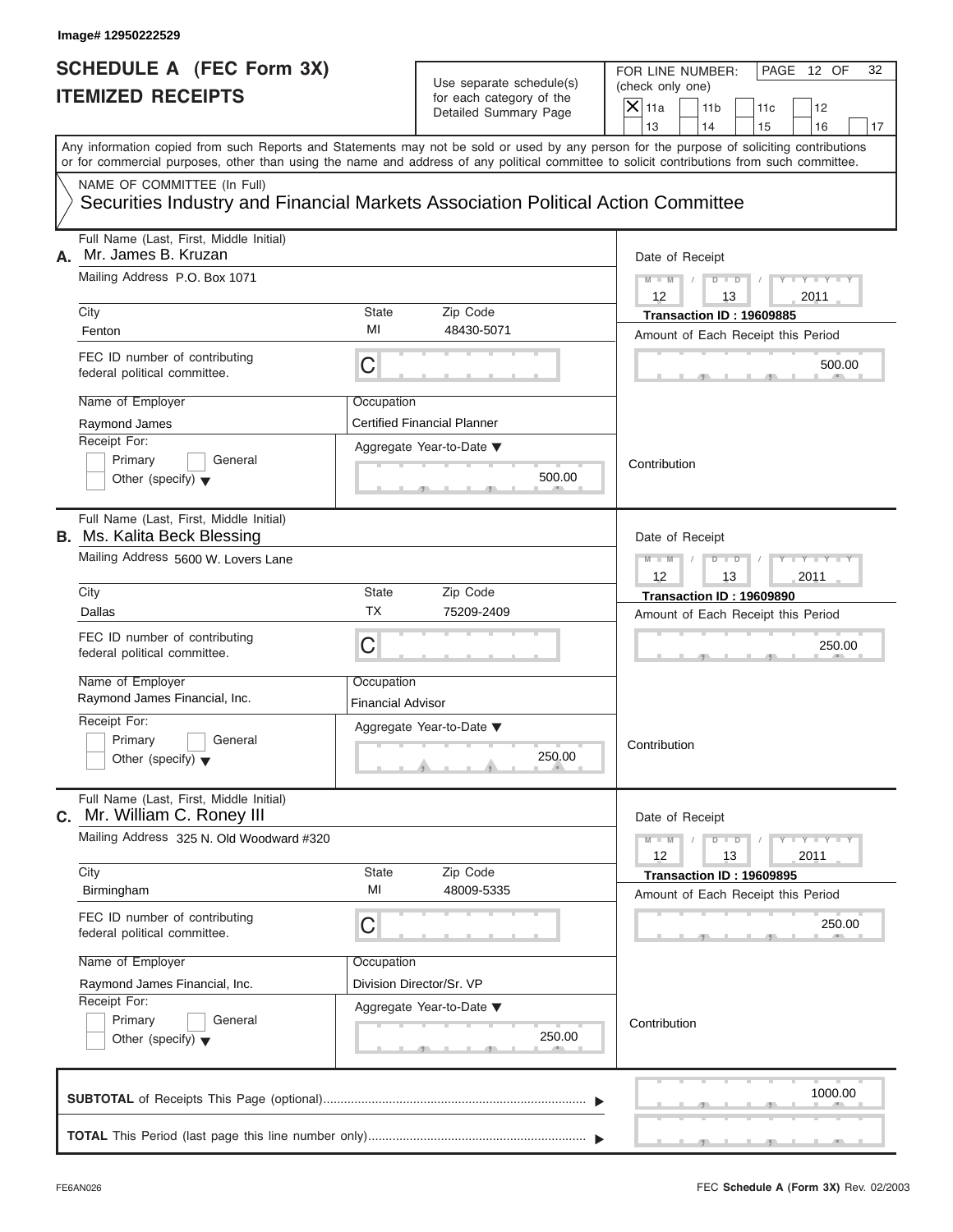Image# 12950222529

# SCHEDULE A (FEC Form 3X) ITEMIZED RECEIPTS

Use separate schedule(s) for each category of the Detailed Summary Page

FOR LINE NUMBER: (check only one)

- [X] 11a
- [ ] 11b
- [ ] 11c
- [ ] 12
- [ ] 13
- [ ] 14
- [ ] 15
- [ ] 16
- [ ] 17

PAGE 12 OF 32

Any information copied from such Reports and Statements may not be sold or used by any person for the purpose of soliciting contributions or for commercial purposes, other than using the name and address of any political committee to solicit contributions from such committee.

NAME OF COMMITTEE (In Full)
Securities Industry and Financial Markets Association Political Action Committee

---

**A.** Full Name (Last, First, Middle Initial): Mr. James B. Kruzan

Mailing Address: P.O. Box 1071

City: Fenton | State: MI | Zip Code: 48430-5071

FEC ID number of contributing federal political committee: C

Name of Employer: Raymond James

Occupation: Certified Financial Planner

Receipt For: [ ] Primary [ ] General [ ] Other (specify)

Aggregate Year-to-Date: 500.00

Date of Receipt: 12 / 13 / 2011

Transaction ID : 19609885

Amount of Each Receipt this Period: 500.00

Contribution

---

**B.** Full Name (Last, First, Middle Initial): Ms. Kalita Beck Blessing

Mailing Address: 5600 W. Lovers Lane

City: Dallas | State: TX | Zip Code: 75209-2409

FEC ID number of contributing federal political committee: C

Name of Employer: Raymond James Financial, Inc.

Occupation: Financial Advisor

Receipt For: [ ] Primary [ ] General [ ] Other (specify)

Aggregate Year-to-Date: 250.00

Date of Receipt: 12 / 13 / 2011

Transaction ID : 19609890

Amount of Each Receipt this Period: 250.00

Contribution

---

**C.** Full Name (Last, First, Middle Initial): Mr. William C. Roney III

Mailing Address: 325 N. Old Woodward #320

City: Birmingham | State: MI | Zip Code: 48009-5335

FEC ID number of contributing federal political committee: C

Name of Employer: Raymond James Financial, Inc.

Occupation: Division Director/Sr. VP

Receipt For: [ ] Primary [ ] General [ ] Other (specify)

Aggregate Year-to-Date: 250.00

Date of Receipt: 12 / 13 / 2011

Transaction ID : 19609895

Amount of Each Receipt this Period: 250.00

Contribution

---

**SUBTOTAL** of Receipts This Page (optional): 1000.00

**TOTAL** This Period (last page this line number only):

FE6AN026 | FEC **Schedule A** (Form 3X) Rev. 02/2003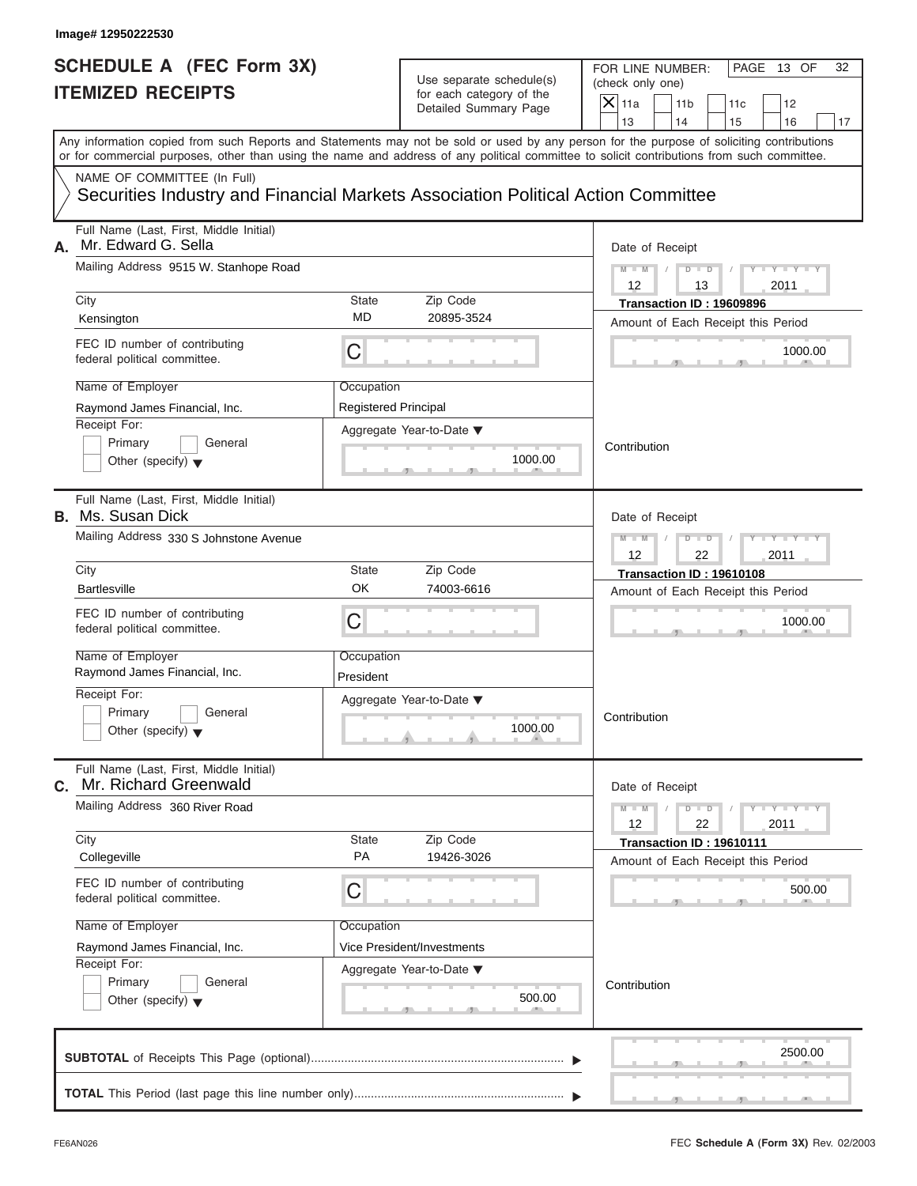Image# 12950222530

# SCHEDULE A (FEC Form 3X)
# ITEMIZED RECEIPTS

Use separate schedule(s) for each category of the Detailed Summary Page

FOR LINE NUMBER: (check only one)
[X] 11a [ ] 11b [ ] 11c [ ] 12
[ ] 13 [ ] 14 [ ] 15 [ ] 16 [ ] 17

PAGE 13 OF 32

Any information copied from such Reports and Statements may not be sold or used by any person for the purpose of soliciting contributions or for commercial purposes, other than using the name and address of any political committee to solicit contributions from such committee.

NAME OF COMMITTEE (In Full)
Securities Industry and Financial Markets Association Political Action Committee

---

**A.** Full Name (Last, First, Middle Initial): Mr. Edward G. Sella
Mailing Address: 9515 W. Stanhope Road
City: Kensington | State: MD | Zip Code: 20895-3524
FEC ID number of contributing federal political committee: C
Name of Employer: Raymond James Financial, Inc.
Occupation: Registered Principal
Receipt For: [ ] Primary [ ] General [ ] Other (specify)
Aggregate Year-to-Date: 1000.00
Date of Receipt: 12 / 13 / 2011
Transaction ID : 19609896
Amount of Each Receipt this Period: 1000.00
Contribution

---

**B.** Full Name (Last, First, Middle Initial): Ms. Susan Dick
Mailing Address: 330 S Johnstone Avenue
City: Bartlesville | State: OK | Zip Code: 74003-6616
FEC ID number of contributing federal political committee: C
Name of Employer: Raymond James Financial, Inc.
Occupation: President
Receipt For: [ ] Primary [ ] General [ ] Other (specify)
Aggregate Year-to-Date: 1000.00
Date of Receipt: 12 / 22 / 2011
Transaction ID : 19610108
Amount of Each Receipt this Period: 1000.00
Contribution

---

**C.** Full Name (Last, First, Middle Initial): Mr. Richard Greenwald
Mailing Address: 360 River Road
City: Collegeville | State: PA | Zip Code: 19426-3026
FEC ID number of contributing federal political committee: C
Name of Employer: Raymond James Financial, Inc.
Occupation: Vice President/Investments
Receipt For: [ ] Primary [ ] General [ ] Other (specify)
Aggregate Year-to-Date: 500.00
Date of Receipt: 12 / 22 / 2011
Transaction ID : 19610111
Amount of Each Receipt this Period: 500.00
Contribution

---

**SUBTOTAL** of Receipts This Page (optional): 2500.00

**TOTAL** This Period (last page this line number only):

FE6AN026 | FEC **Schedule A** (Form 3X) Rev. 02/2003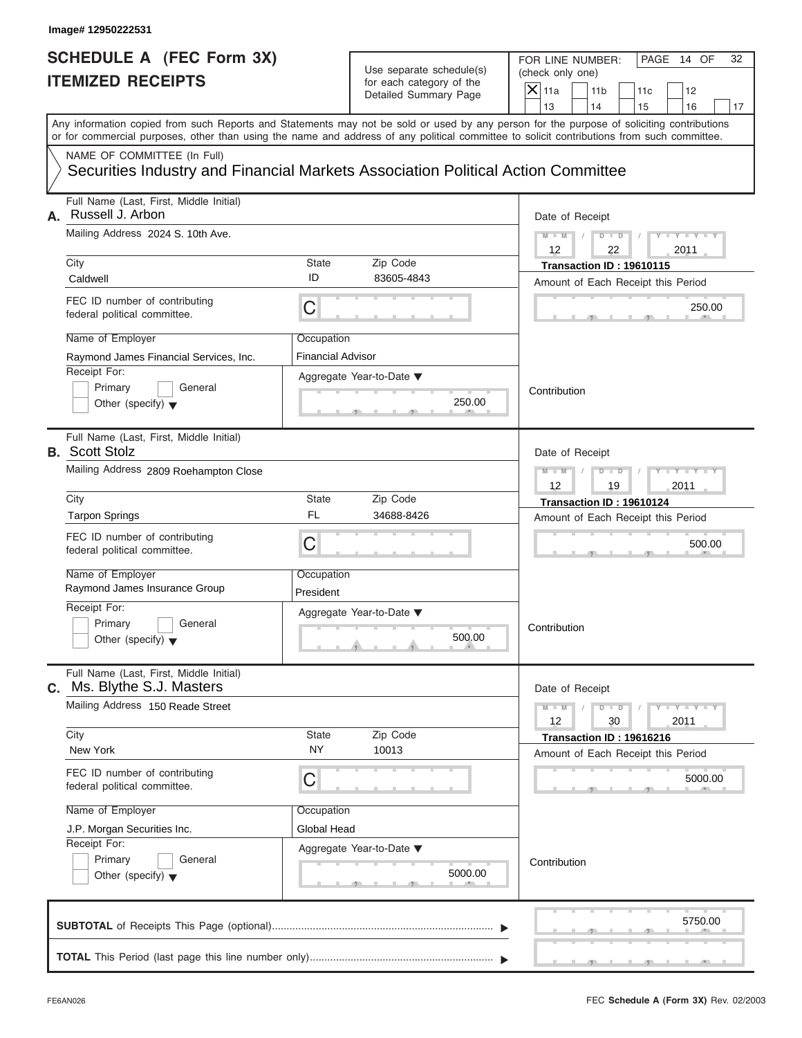Image# 12950222531

# SCHEDULE A (FEC Form 3X)
## ITEMIZED RECEIPTS

Use separate schedule(s) for each category of the Detailed Summary Page

FOR LINE NUMBER: (check only one)

- [X] 11a
- [ ] 11b
- [ ] 11c
- [ ] 12
- [ ] 13
- [ ] 14
- [ ] 15
- [ ] 16
- [ ] 17

PAGE 14 OF 32

Any information copied from such Reports and Statements may not be sold or used by any person for the purpose of soliciting contributions or for commercial purposes, other than using the name and address of any political committee to solicit contributions from such committee.

NAME OF COMMITTEE (In Full)

Securities Industry and Financial Markets Association Political Action Committee

---

**A.** Full Name (Last, First, Middle Initial): Russell J. Arbon

Mailing Address: 2024 S. 10th Ave.

| City | State | Zip Code |
|---|---|---|
| Caldwell | ID | 83605-4843 |

FEC ID number of contributing federal political committee: C

Name of Employer: Raymond James Financial Services, Inc.

Occupation: Financial Advisor

Receipt For: [ ] Primary [ ] General [ ] Other (specify)

Aggregate Year-to-Date: 250.00

Date of Receipt: 12 / 22 / 2011

Transaction ID : 19610115

Amount of Each Receipt this Period: 250.00

Contribution

---

**B.** Full Name (Last, First, Middle Initial): Scott Stolz

Mailing Address: 2809 Roehampton Close

| City | State | Zip Code |
|---|---|---|
| Tarpon Springs | FL | 34688-8426 |

FEC ID number of contributing federal political committee: C

Name of Employer: Raymond James Insurance Group

Occupation: President

Receipt For: [ ] Primary [ ] General [ ] Other (specify)

Aggregate Year-to-Date: 500.00

Date of Receipt: 12 / 19 / 2011

Transaction ID : 19610124

Amount of Each Receipt this Period: 500.00

Contribution

---

**C.** Full Name (Last, First, Middle Initial): Ms. Blythe S.J. Masters

Mailing Address: 150 Reade Street

| City | State | Zip Code |
|---|---|---|
| New York | NY | 10013 |

FEC ID number of contributing federal political committee: C

Name of Employer: J.P. Morgan Securities Inc.

Occupation: Global Head

Receipt For: [ ] Primary [ ] General [ ] Other (specify)

Aggregate Year-to-Date: 5000.00

Date of Receipt: 12 / 30 / 2011

Transaction ID : 19616216

Amount of Each Receipt this Period: 5000.00

Contribution

---

**SUBTOTAL** of Receipts This Page (optional): 5750.00

**TOTAL** This Period (last page this line number only):

FE6AN026 FEC **Schedule A** (Form 3X) Rev. 02/2003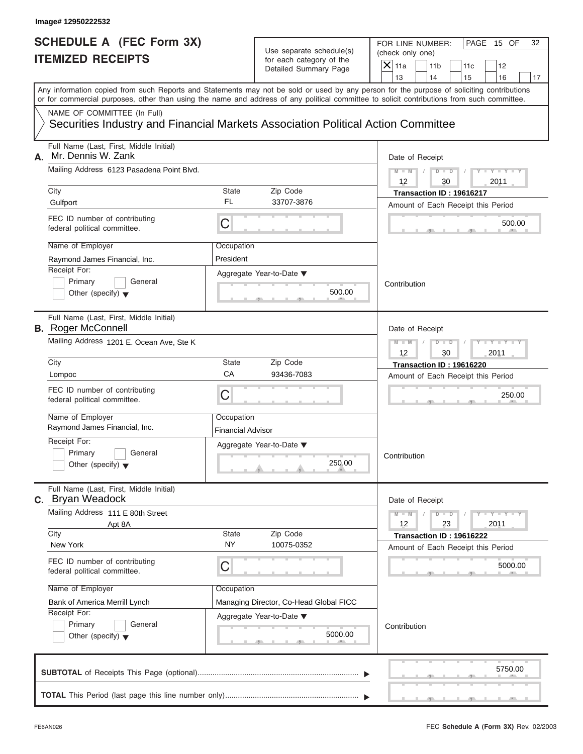Image# 12950222532

# SCHEDULE A (FEC Form 3X)
## ITEMIZED RECEIPTS

Use separate schedule(s) for each category of the Detailed Summary Page

FOR LINE NUMBER: (check only one)

- [X] 11a
- [ ] 11b
- [ ] 11c
- [ ] 12
- [ ] 13
- [ ] 14
- [ ] 15
- [ ] 16
- [ ] 17

PAGE 15 OF 32

Any information copied from such Reports and Statements may not be sold or used by any person for the purpose of soliciting contributions or for commercial purposes, other than using the name and address of any political committee to solicit contributions from such committee.

NAME OF COMMITTEE (In Full)

Securities Industry and Financial Markets Association Political Action Committee

---

**A.** Full Name (Last, First, Middle Initial): Mr. Dennis W. Zank

Mailing Address: 6123 Pasadena Point Blvd.

City: Gulfport | State: FL | Zip Code: 33707-3876

FEC ID number of contributing federal political committee: C

Name of Employer: Raymond James Financial, Inc.

Occupation: President

Receipt For: Primary / General / Other (specify)

Aggregate Year-to-Date: 500.00

Date of Receipt: 12 / 30 / 2011

Transaction ID : 19616217

Amount of Each Receipt this Period: 500.00

Contribution

---

**B.** Full Name (Last, First, Middle Initial): Roger McConnell

Mailing Address: 1201 E. Ocean Ave, Ste K

City: Lompoc | State: CA | Zip Code: 93436-7083

FEC ID number of contributing federal political committee: C

Name of Employer: Raymond James Financial, Inc.

Occupation: Financial Advisor

Receipt For: Primary / General / Other (specify)

Aggregate Year-to-Date: 250.00

Date of Receipt: 12 / 30 / 2011

Transaction ID : 19616220

Amount of Each Receipt this Period: 250.00

Contribution

---

**C.** Full Name (Last, First, Middle Initial): Bryan Weadock

Mailing Address: 111 E 80th Street, Apt 8A

City: New York | State: NY | Zip Code: 10075-0352

FEC ID number of contributing federal political committee: C

Name of Employer: Bank of America Merrill Lynch

Occupation: Managing Director, Co-Head Global FICC

Receipt For: Primary / General / Other (specify)

Aggregate Year-to-Date: 5000.00

Date of Receipt: 12 / 23 / 2011

Transaction ID : 19616222

Amount of Each Receipt this Period: 5000.00

Contribution

---

**SUBTOTAL** of Receipts This Page (optional): 5750.00

**TOTAL** This Period (last page this line number only):

FE6AN026

FEC **Schedule A** (Form 3X) Rev. 02/2003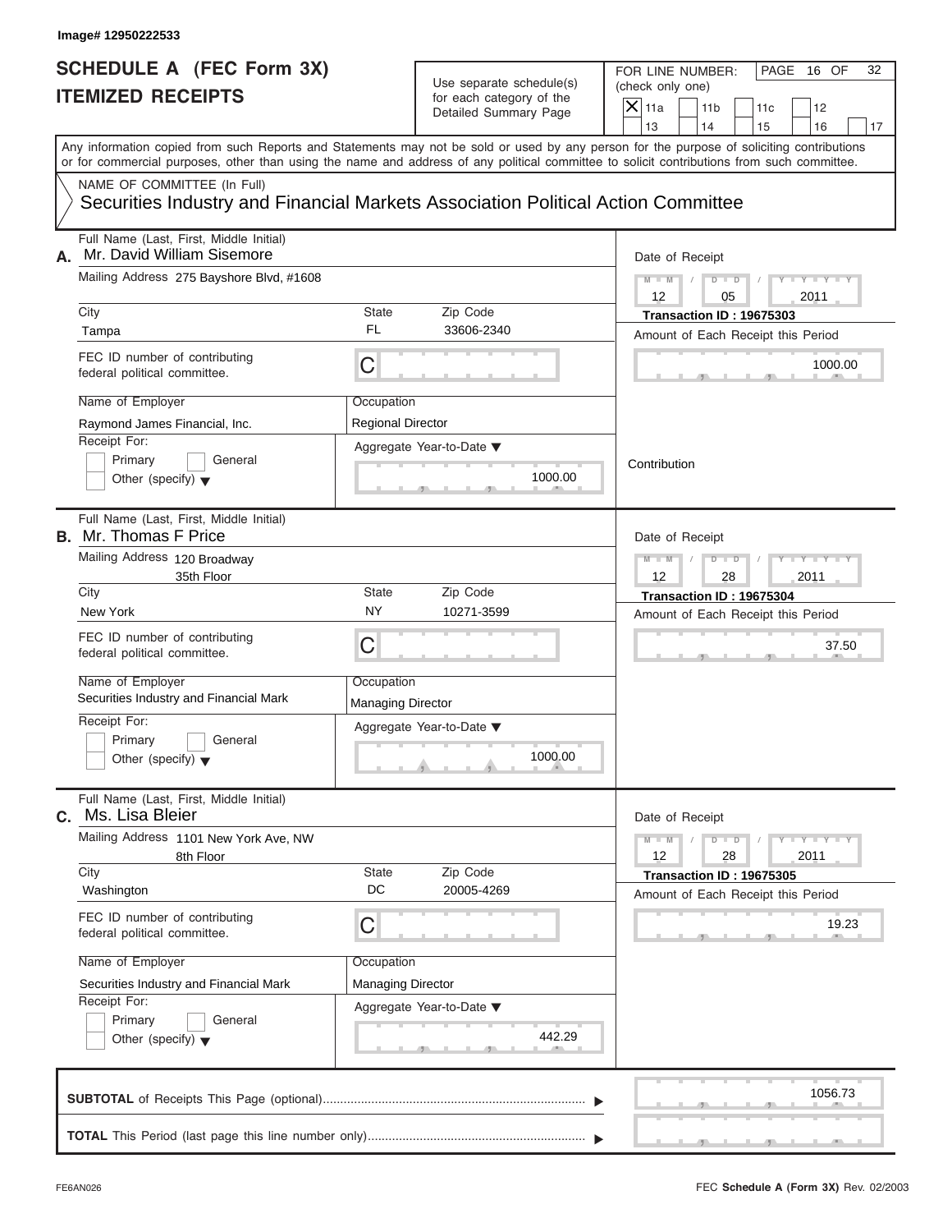Image# 12950222533

# SCHEDULE A (FEC Form 3X)
# ITEMIZED RECEIPTS

Use separate schedule(s) for each category of the Detailed Summary Page

FOR LINE NUMBER: (check only one)

- [X] 11a
- [ ] 11b
- [ ] 11c
- [ ] 12
- [ ] 13
- [ ] 14
- [ ] 15
- [ ] 16
- [ ] 17

PAGE 16 OF 32

Any information copied from such Reports and Statements may not be sold or used by any person for the purpose of soliciting contributions or for commercial purposes, other than using the name and address of any political committee to solicit contributions from such committee.

NAME OF COMMITTEE (In Full)

Securities Industry and Financial Markets Association Political Action Committee

---

**A.** Full Name (Last, First, Middle Initial): Mr. David William Sisemore

Mailing Address: 275 Bayshore Blvd, #1608

City: Tampa | State: FL | Zip Code: 33606-2340

FEC ID number of contributing federal political committee: C

Name of Employer: Raymond James Financial, Inc.

Occupation: Regional Director

Receipt For: Primary / General / Other (specify)

Aggregate Year-to-Date: 1000.00

Date of Receipt: 12 / 05 / 2011

Transaction ID : 19675303

Amount of Each Receipt this Period: 1000.00

Contribution

---

**B.** Full Name (Last, First, Middle Initial): Mr. Thomas F Price

Mailing Address: 120 Broadway, 35th Floor

City: New York | State: NY | Zip Code: 10271-3599

FEC ID number of contributing federal political committee: C

Name of Employer: Securities Industry and Financial Mark

Occupation: Managing Director

Receipt For: Primary / General / Other (specify)

Aggregate Year-to-Date: 1000.00

Date of Receipt: 12 / 28 / 2011

Transaction ID : 19675304

Amount of Each Receipt this Period: 37.50

---

**C.** Full Name (Last, First, Middle Initial): Ms. Lisa Bleier

Mailing Address: 1101 New York Ave, NW, 8th Floor

City: Washington | State: DC | Zip Code: 20005-4269

FEC ID number of contributing federal political committee: C

Name of Employer: Securities Industry and Financial Mark

Occupation: Managing Director

Receipt For: Primary / General / Other (specify)

Aggregate Year-to-Date: 442.29

Date of Receipt: 12 / 28 / 2011

Transaction ID : 19675305

Amount of Each Receipt this Period: 19.23

---

**SUBTOTAL** of Receipts This Page (optional): 1056.73

**TOTAL** This Period (last page this line number only):

FE6AN026

FEC **Schedule A** (Form 3X) Rev. 02/2003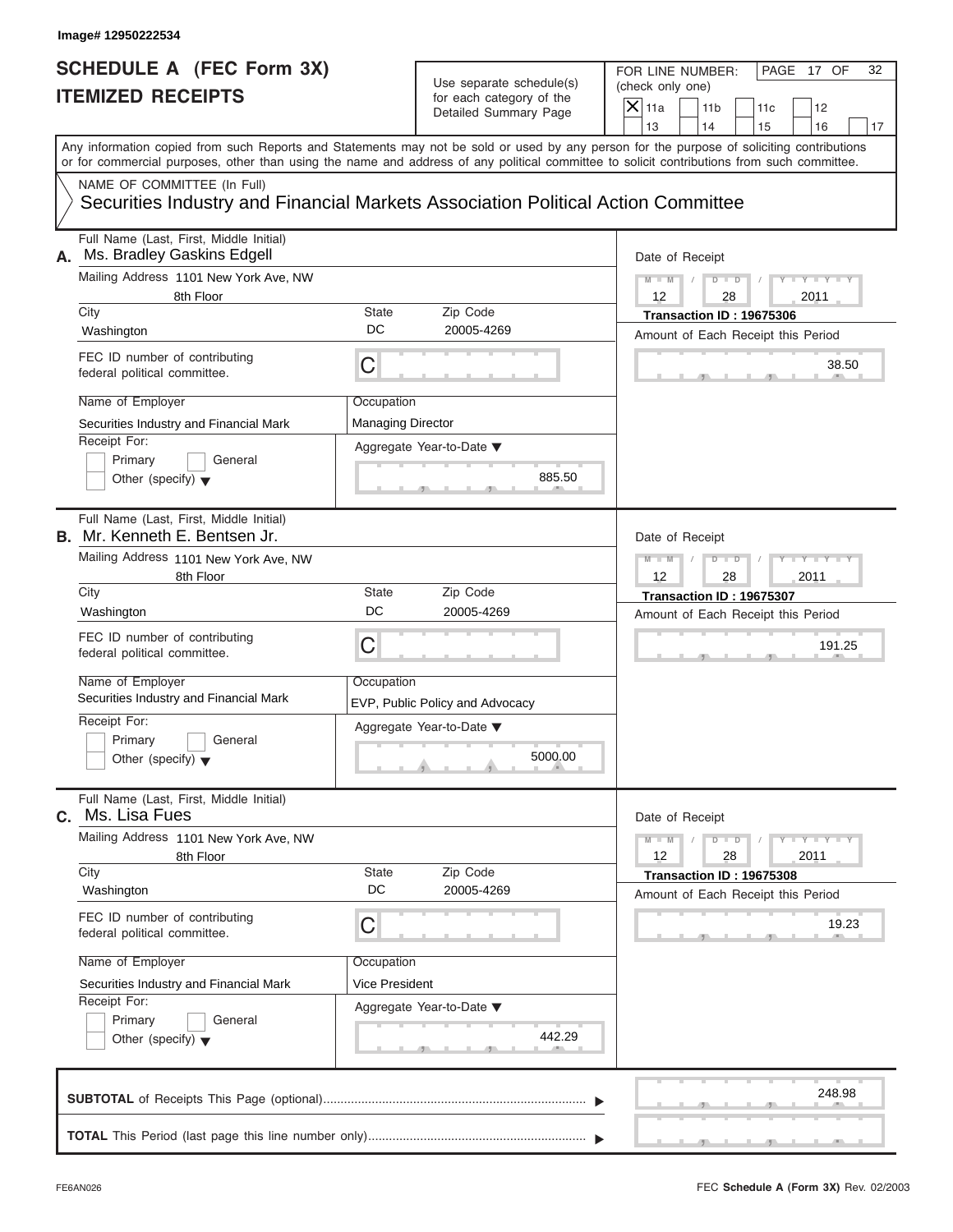Image# 12950222534

# SCHEDULE A (FEC Form 3X)
# ITEMIZED RECEIPTS

Use separate schedule(s) for each category of the Detailed Summary Page

FOR LINE NUMBER: (check only one)

PAGE 17 OF 32

| [X] 11a | [ ] 11b | [ ] 11c | [ ] 12 | |
|---|---|---|---|---|
| [ ] 13 | [ ] 14 | [ ] 15 | [ ] 16 | [ ] 17 |

Any information copied from such Reports and Statements may not be sold or used by any person for the purpose of soliciting contributions or for commercial purposes, other than using the name and address of any political committee to solicit contributions from such committee.

NAME OF COMMITTEE (In Full)
Securities Industry and Financial Markets Association Political Action Committee

---

**A.** Full Name (Last, First, Middle Initial): Ms. Bradley Gaskins Edgell

Mailing Address: 1101 New York Ave, NW, 8th Floor

| City | State | Zip Code |
|---|---|---|
| Washington | DC | 20005-4269 |

FEC ID number of contributing federal political committee: C

Name of Employer: Securities Industry and Financial Mark

Occupation: Managing Director

Receipt For: [ ] Primary [ ] General [ ] Other (specify)

Aggregate Year-to-Date: 885.50

Date of Receipt: 12 / 28 / 2011

Transaction ID : 19675306

Amount of Each Receipt this Period: 38.50

---

**B.** Full Name (Last, First, Middle Initial): Mr. Kenneth E. Bentsen Jr.

Mailing Address: 1101 New York Ave, NW, 8th Floor

| City | State | Zip Code |
|---|---|---|
| Washington | DC | 20005-4269 |

FEC ID number of contributing federal political committee: C

Name of Employer: Securities Industry and Financial Mark

Occupation: EVP, Public Policy and Advocacy

Receipt For: [ ] Primary [ ] General [ ] Other (specify)

Aggregate Year-to-Date: 5000.00

Date of Receipt: 12 / 28 / 2011

Transaction ID : 19675307

Amount of Each Receipt this Period: 191.25

---

**C.** Full Name (Last, First, Middle Initial): Ms. Lisa Fues

Mailing Address: 1101 New York Ave, NW, 8th Floor

| City | State | Zip Code |
|---|---|---|
| Washington | DC | 20005-4269 |

FEC ID number of contributing federal political committee: C

Name of Employer: Securities Industry and Financial Mark

Occupation: Vice President

Receipt For: [ ] Primary [ ] General [ ] Other (specify)

Aggregate Year-to-Date: 442.29

Date of Receipt: 12 / 28 / 2011

Transaction ID : 19675308

Amount of Each Receipt this Period: 19.23

---

**SUBTOTAL** of Receipts This Page (optional): 248.98

**TOTAL** This Period (last page this line number only):

FE6AN026 FEC **Schedule A** (Form 3X) Rev. 02/2003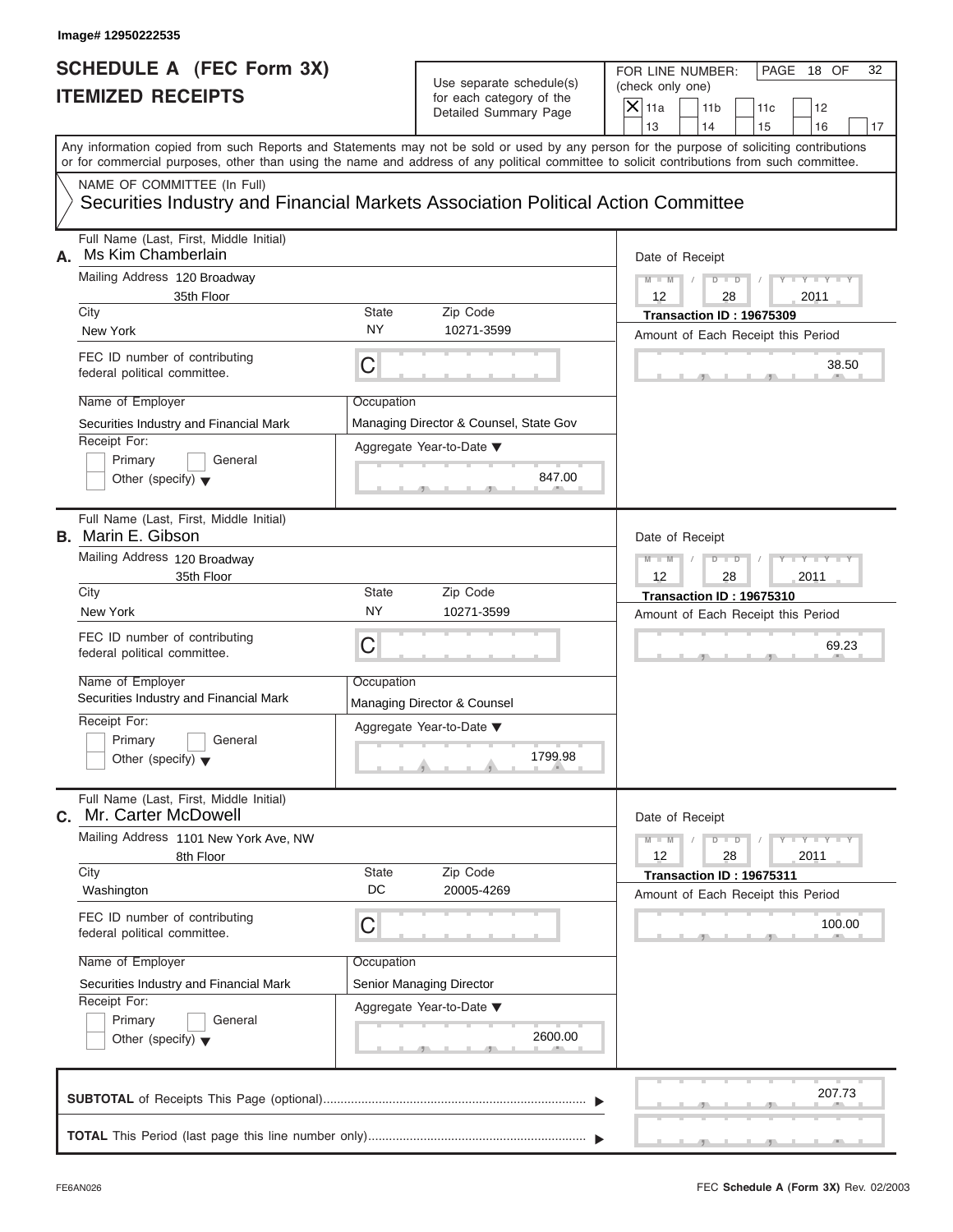Image# 12950222535

# SCHEDULE A (FEC Form 3X)
## ITEMIZED RECEIPTS

Use separate schedule(s) for each category of the Detailed Summary Page

FOR LINE NUMBER: (check only one)

- [X] 11a
- [ ] 11b
- [ ] 11c
- [ ] 12
- [ ] 13
- [ ] 14
- [ ] 15
- [ ] 16
- [ ] 17

PAGE 18 OF 32

Any information copied from such Reports and Statements may not be sold or used by any person for the purpose of soliciting contributions or for commercial purposes, other than using the name and address of any political committee to solicit contributions from such committee.

NAME OF COMMITTEE (In Full)
Securities Industry and Financial Markets Association Political Action Committee

---

**A.** Full Name (Last, First, Middle Initial): Ms Kim Chamberlain

Mailing Address: 120 Broadway, 35th Floor

City: New York | State: NY | Zip Code: 10271-3599

FEC ID number of contributing federal political committee: C

Name of Employer: Securities Industry and Financial Mark

Occupation: Managing Director & Counsel, State Gov

Receipt For: Primary / General / Other (specify)

Aggregate Year-to-Date: 847.00

Date of Receipt: 12 / 28 / 2011

Transaction ID : 19675309

Amount of Each Receipt this Period: 38.50

---

**B.** Full Name (Last, First, Middle Initial): Marin E. Gibson

Mailing Address: 120 Broadway, 35th Floor

City: New York | State: NY | Zip Code: 10271-3599

FEC ID number of contributing federal political committee: C

Name of Employer: Securities Industry and Financial Mark

Occupation: Managing Director & Counsel

Receipt For: Primary / General / Other (specify)

Aggregate Year-to-Date: 1799.98

Date of Receipt: 12 / 28 / 2011

Transaction ID : 19675310

Amount of Each Receipt this Period: 69.23

---

**C.** Full Name (Last, First, Middle Initial): Mr. Carter McDowell

Mailing Address: 1101 New York Ave, NW, 8th Floor

City: Washington | State: DC | Zip Code: 20005-4269

FEC ID number of contributing federal political committee: C

Name of Employer: Securities Industry and Financial Mark

Occupation: Senior Managing Director

Receipt For: Primary / General / Other (specify)

Aggregate Year-to-Date: 2600.00

Date of Receipt: 12 / 28 / 2011

Transaction ID : 19675311

Amount of Each Receipt this Period: 100.00

---

**SUBTOTAL** of Receipts This Page (optional): 207.73

**TOTAL** This Period (last page this line number only):

FE6AN026

FEC **Schedule A** (Form 3X) Rev. 02/2003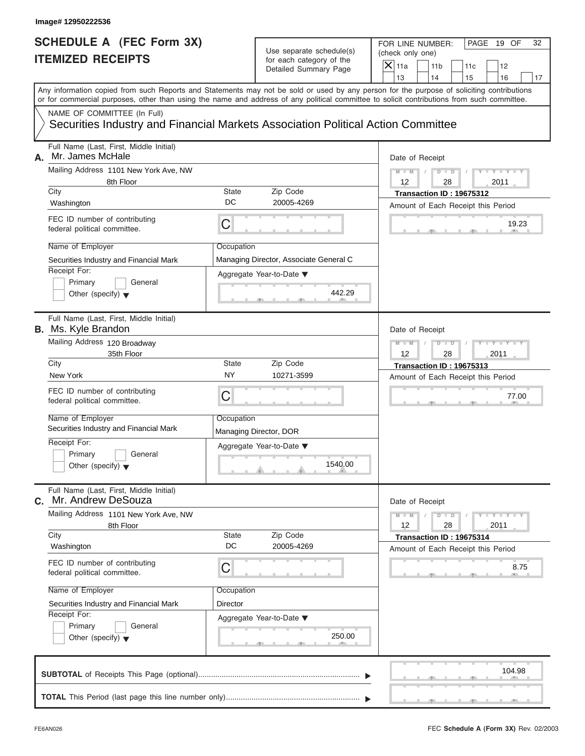Image# 12950222536

# SCHEDULE A (FEC Form 3X)
## ITEMIZED RECEIPTS

Use separate schedule(s) for each category of the Detailed Summary Page

FOR LINE NUMBER: (check only one)

- [X] 11a
- [ ] 11b
- [ ] 11c
- [ ] 12
- [ ] 13
- [ ] 14
- [ ] 15
- [ ] 16
- [ ] 17

PAGE 19 OF 32

Any information copied from such Reports and Statements may not be sold or used by any person for the purpose of soliciting contributions or for commercial purposes, other than using the name and address of any political committee to solicit contributions from such committee.

NAME OF COMMITTEE (In Full)
Securities Industry and Financial Markets Association Political Action Committee

---

**A.** Full Name (Last, First, Middle Initial): Mr. James McHale

Mailing Address: 1101 New York Ave, NW, 8th Floor

City: Washington | State: DC | Zip Code: 20005-4269

FEC ID number of contributing federal political committee: C

Name of Employer: Securities Industry and Financial Mark

Occupation: Managing Director, Associate General C

Receipt For: Primary / General / Other (specify)

Aggregate Year-to-Date: 442.29

Date of Receipt: 12 / 28 / 2011

Transaction ID : 19675312

Amount of Each Receipt this Period: 19.23

---

**B.** Full Name (Last, First, Middle Initial): Ms. Kyle Brandon

Mailing Address: 120 Broadway, 35th Floor

City: New York | State: NY | Zip Code: 10271-3599

FEC ID number of contributing federal political committee: C

Name of Employer: Securities Industry and Financial Mark

Occupation: Managing Director, DOR

Receipt For: Primary / General / Other (specify)

Aggregate Year-to-Date: 1540.00

Date of Receipt: 12 / 28 / 2011

Transaction ID : 19675313

Amount of Each Receipt this Period: 77.00

---

**C.** Full Name (Last, First, Middle Initial): Mr. Andrew DeSouza

Mailing Address: 1101 New York Ave, NW, 8th Floor

City: Washington | State: DC | Zip Code: 20005-4269

FEC ID number of contributing federal political committee: C

Name of Employer: Securities Industry and Financial Mark

Occupation: Director

Receipt For: Primary / General / Other (specify)

Aggregate Year-to-Date: 250.00

Date of Receipt: 12 / 28 / 2011

Transaction ID : 19675314

Amount of Each Receipt this Period: 8.75

---

**SUBTOTAL** of Receipts This Page (optional): 104.98

**TOTAL** This Period (last page this line number only):

FE6AN026 — FEC **Schedule A** (Form 3X) Rev. 02/2003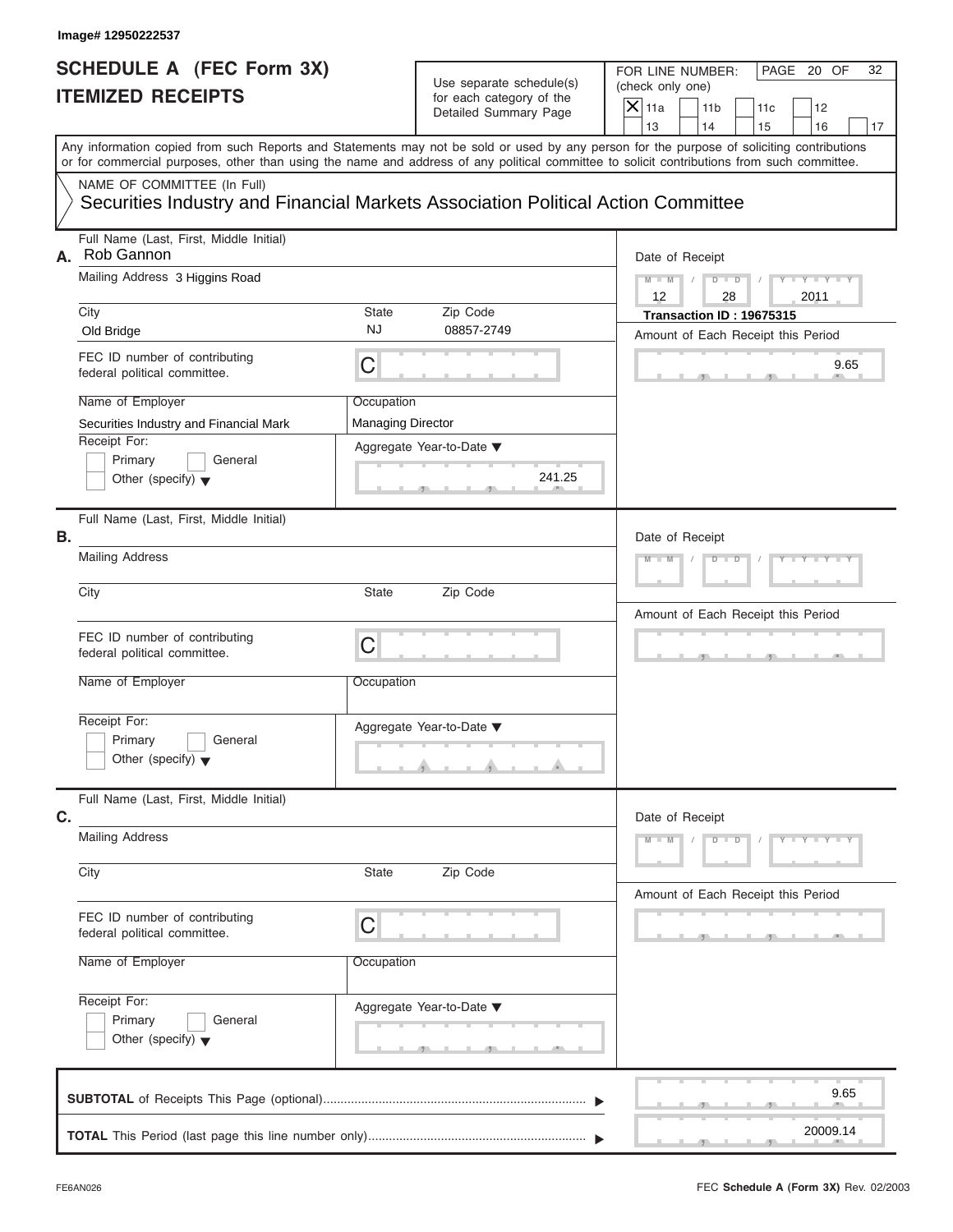Image# 12950222537

# SCHEDULE A (FEC Form 3X)
## ITEMIZED RECEIPTS

Use separate schedule(s) for each category of the Detailed Summary Page

FOR LINE NUMBER: (check only one)

- [X] 11a
- [ ] 11b
- [ ] 11c
- [ ] 12
- [ ] 13
- [ ] 14
- [ ] 15
- [ ] 16
- [ ] 17

PAGE 20 OF 32

Any information copied from such Reports and Statements may not be sold or used by any person for the purpose of soliciting contributions or for commercial purposes, other than using the name and address of any political committee to solicit contributions from such committee.

NAME OF COMMITTEE (In Full)
Securities Industry and Financial Markets Association Political Action Committee

**A.** Full Name (Last, First, Middle Initial): Rob Gannon

Mailing Address: 3 Higgins Road

City: Old Bridge | State: NJ | Zip Code: 08857-2749

FEC ID number of contributing federal political committee: C

Name of Employer: Securities Industry and Financial Mark

Occupation: Managing Director

Receipt For: Primary / General / Other (specify)

Aggregate Year-to-Date: 241.25

Date of Receipt: 12 / 28 / 2011

Transaction ID : 19675315

Amount of Each Receipt this Period: 9.65

**B.** Full Name (Last, First, Middle Initial):

Mailing Address:

City: | State: | Zip Code:

FEC ID number of contributing federal political committee: C

Name of Employer: | Occupation:

Receipt For: Primary / General / Other (specify)

Aggregate Year-to-Date:

Date of Receipt:

Amount of Each Receipt this Period:

**C.** Full Name (Last, First, Middle Initial):

Mailing Address:

City: | State: | Zip Code:

FEC ID number of contributing federal political committee: C

Name of Employer: | Occupation:

Receipt For: Primary / General / Other (specify)

Aggregate Year-to-Date:

Date of Receipt:

Amount of Each Receipt this Period:

**SUBTOTAL** of Receipts This Page (optional): 9.65

**TOTAL** This Period (last page this line number only): 20009.14

FE6AN026

FEC **Schedule A** (Form 3X) Rev. 02/2003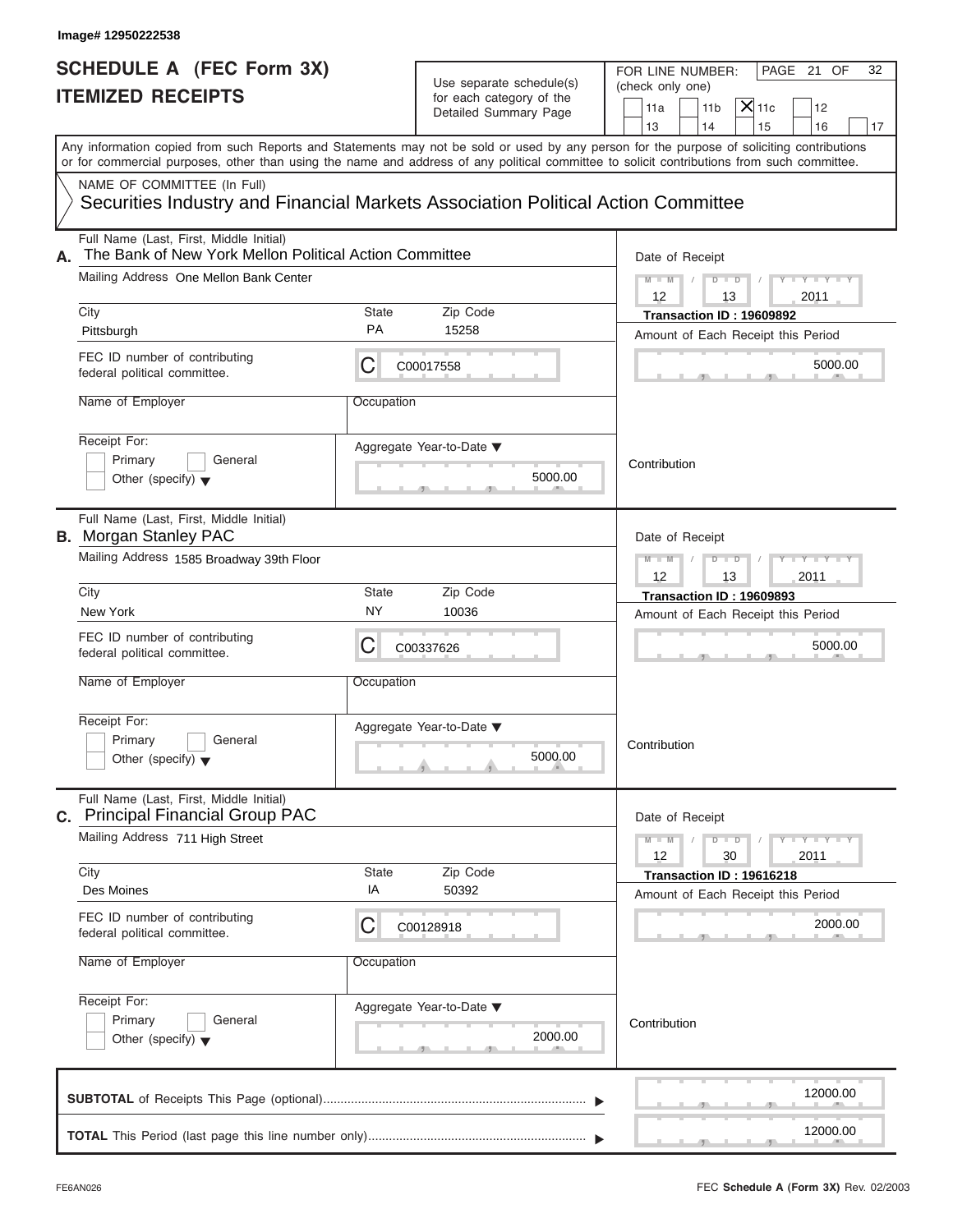Image# 12950222538

# SCHEDULE A (FEC Form 3X) ITEMIZED RECEIPTS

Use separate schedule(s) for each category of the Detailed Summary Page

FOR LINE NUMBER: (check only one)

11a | 11b | [X] 11c | 12 | 13 | 14 | 15 | 16 | 17

PAGE 21 OF 32

Any information copied from such Reports and Statements may not be sold or used by any person for the purpose of soliciting contributions or for commercial purposes, other than using the name and address of any political committee to solicit contributions from such committee.

NAME OF COMMITTEE (In Full)

Securities Industry and Financial Markets Association Political Action Committee

---

**A.** Full Name (Last, First, Middle Initial): The Bank of New York Mellon Political Action Committee

Mailing Address: One Mellon Bank Center

City: Pittsburgh | State: PA | Zip Code: 15258

FEC ID number of contributing federal political committee: C C00017558

Name of Employer:

Occupation:

Receipt For: Primary / General / Other (specify)

Date of Receipt: 12 / 13 / 2011

Transaction ID : 19609892

Amount of Each Receipt this Period: 5000.00

Aggregate Year-to-Date: 5000.00

Contribution

---

**B.** Full Name (Last, First, Middle Initial): Morgan Stanley PAC

Mailing Address: 1585 Broadway 39th Floor

City: New York | State: NY | Zip Code: 10036

FEC ID number of contributing federal political committee: C C00337626

Name of Employer:

Occupation:

Receipt For: Primary / General / Other (specify)

Date of Receipt: 12 / 13 / 2011

Transaction ID : 19609893

Amount of Each Receipt this Period: 5000.00

Aggregate Year-to-Date: 5000.00

Contribution

---

**C.** Full Name (Last, First, Middle Initial): Principal Financial Group PAC

Mailing Address: 711 High Street

City: Des Moines | State: IA | Zip Code: 50392

FEC ID number of contributing federal political committee: C C00128918

Name of Employer:

Occupation:

Receipt For: Primary / General / Other (specify)

Date of Receipt: 12 / 30 / 2011

Transaction ID : 19616218

Amount of Each Receipt this Period: 2000.00

Aggregate Year-to-Date: 2000.00

Contribution

---

**SUBTOTAL** of Receipts This Page (optional): 12000.00

**TOTAL** This Period (last page this line number only): 12000.00

FE6AN026 — FEC **Schedule A** (**Form 3X**) Rev. 02/2003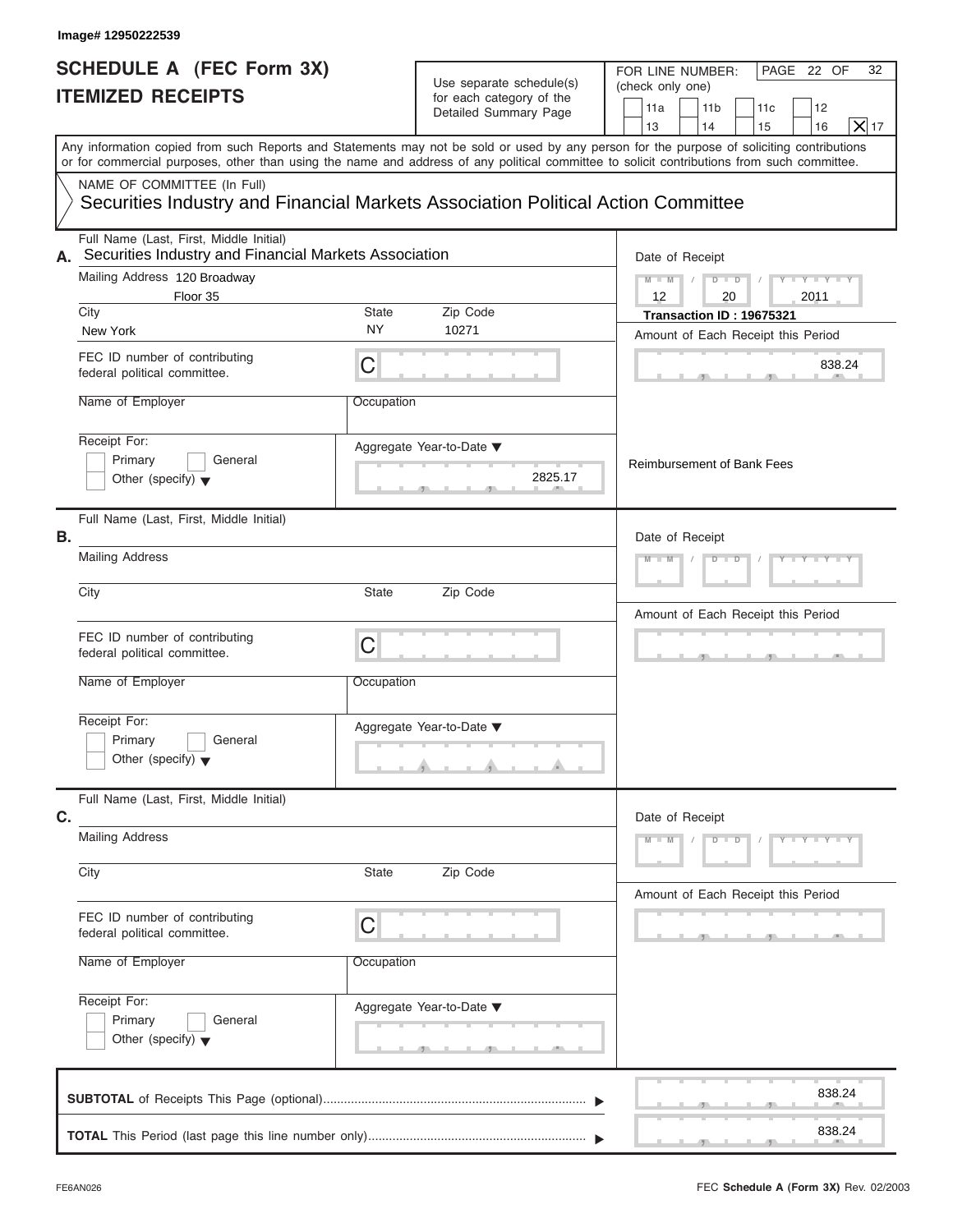Image# 12950222539

# SCHEDULE A (FEC Form 3X)
## ITEMIZED RECEIPTS

Use separate schedule(s) for each category of the Detailed Summary Page

FOR LINE NUMBER: (check only one)

11a | 11b | 11c | 12 | 13 | 14 | 15 | 16 | [X] 17

PAGE 22 OF 32

Any information copied from such Reports and Statements may not be sold or used by any person for the purpose of soliciting contributions or for commercial purposes, other than using the name and address of any political committee to solicit contributions from such committee.

NAME OF COMMITTEE (In Full)
Securities Industry and Financial Markets Association Political Action Committee

**A.** Full Name (Last, First, Middle Initial): Securities Industry and Financial Markets Association

Mailing Address: 120 Broadway, Floor 35

| City | State | Zip Code |
|---|---|---|
| New York | NY | 10271 |

FEC ID number of contributing federal political committee: C

Name of Employer:

Occupation:

Receipt For: Primary / General / Other (specify)

Aggregate Year-to-Date: 2825.17

Date of Receipt: 12 / 20 / 2011

Transaction ID : 19675321

Amount of Each Receipt this Period: 838.24

Reimbursement of Bank Fees

**B.** Full Name (Last, First, Middle Initial):

Mailing Address:

City / State / Zip Code:

FEC ID number of contributing federal political committee: C

Name of Employer:

Occupation:

Receipt For: Primary / General / Other (specify)

Aggregate Year-to-Date:

Date of Receipt:

Amount of Each Receipt this Period:

**C.** Full Name (Last, First, Middle Initial):

Mailing Address:

City / State / Zip Code:

FEC ID number of contributing federal political committee: C

Name of Employer:

Occupation:

Receipt For: Primary / General / Other (specify)

Aggregate Year-to-Date:

Date of Receipt:

Amount of Each Receipt this Period:

**SUBTOTAL** of Receipts This Page (optional): 838.24

**TOTAL** This Period (last page this line number only): 838.24

FE6AN026

FEC **Schedule A** (Form 3X) Rev. 02/2003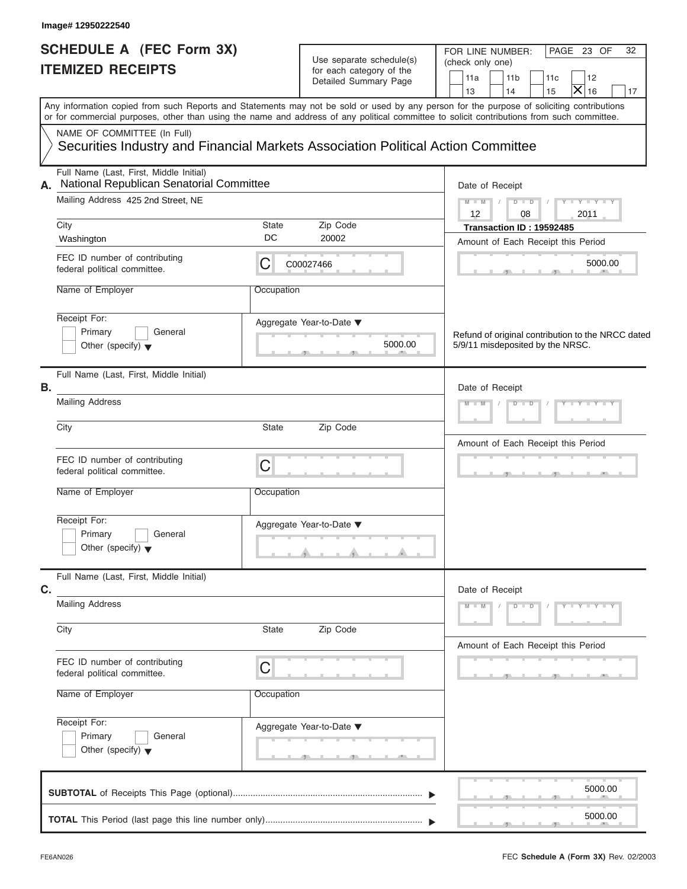Image# 12950222540

# SCHEDULE A (FEC Form 3X)
# ITEMIZED RECEIPTS

Use separate schedule(s) for each category of the Detailed Summary Page

FOR LINE NUMBER: (check only one)

11a | 11b | 11c | 12 | 13 | 14 | 15 | **X** 16 | 17

PAGE 23 OF 32

Any information copied from such Reports and Statements may not be sold or used by any person for the purpose of soliciting contributions or for commercial purposes, other than using the name and address of any political committee to solicit contributions from such committee.

NAME OF COMMITTEE (In Full)
**Securities Industry and Financial Markets Association Political Action Committee**

---

**A.** Full Name (Last, First, Middle Initial): National Republican Senatorial Committee

Mailing Address: 425 2nd Street, NE

City: Washington | State: DC | Zip Code: 20002

FEC ID number of contributing federal political committee: C C00027466

Name of Employer:

Occupation:

Receipt For: Primary / General / Other (specify)

Aggregate Year-to-Date: 5000.00

Date of Receipt: 12 / 08 / 2011

**Transaction ID : 19592485**

Amount of Each Receipt this Period: 5000.00

Refund of original contribution to the NRCC dated 5/9/11 misdeposited by the NRSC.

---

**B.** Full Name (Last, First, Middle Initial):

Mailing Address:

City: | State: | Zip Code:

FEC ID number of contributing federal political committee: C

Name of Employer:

Occupation:

Receipt For: Primary / General / Other (specify)

Aggregate Year-to-Date:

Date of Receipt:

Amount of Each Receipt this Period:

---

**C.** Full Name (Last, First, Middle Initial):

Mailing Address:

City: | State: | Zip Code:

FEC ID number of contributing federal political committee: C

Name of Employer:

Occupation:

Receipt For: Primary / General / Other (specify)

Aggregate Year-to-Date:

Date of Receipt:

Amount of Each Receipt this Period:

---

**SUBTOTAL** of Receipts This Page (optional): 5000.00

**TOTAL** This Period (last page this line number only): 5000.00

FE6AN026

FEC **Schedule A (Form 3X)** Rev. 02/2003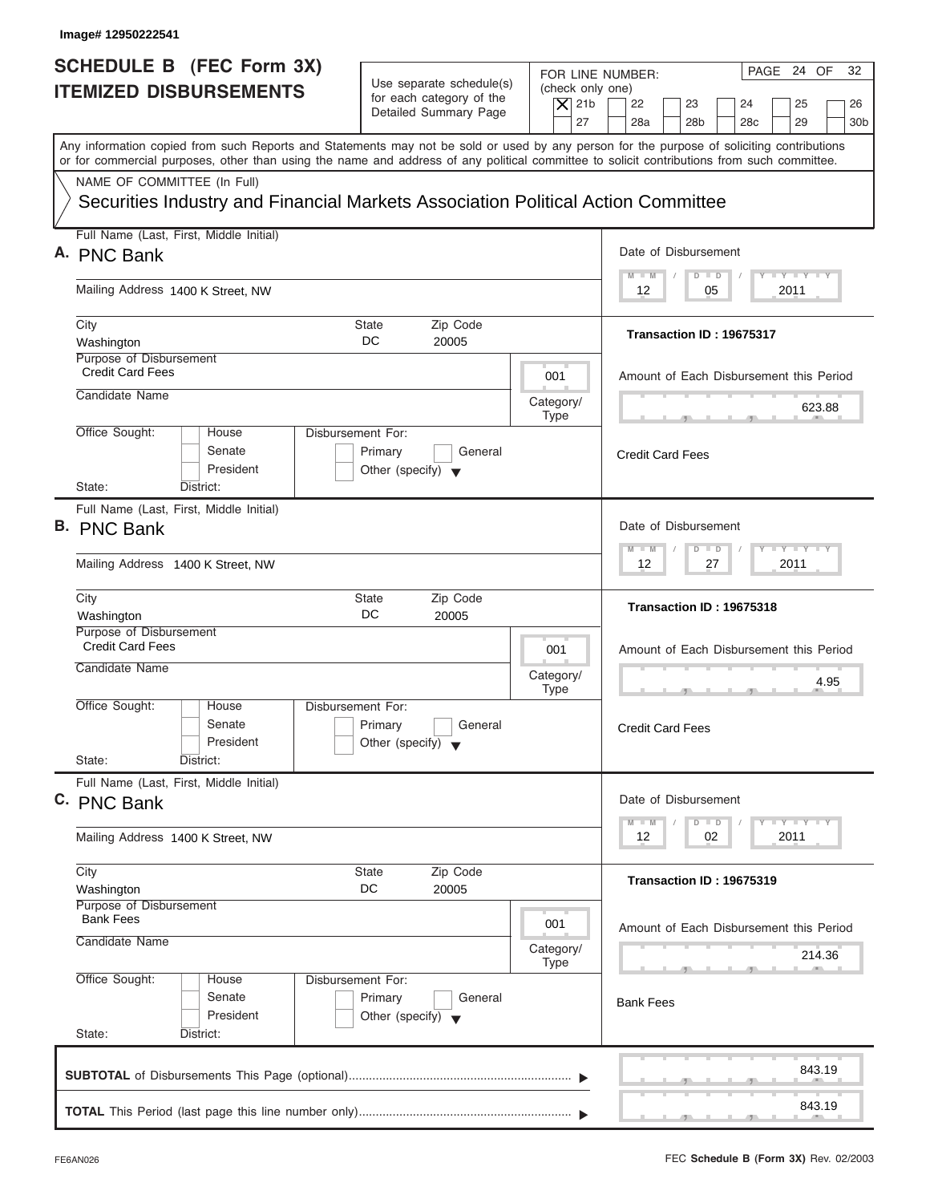Image# 12950222541

# SCHEDULE B (FEC Form 3X) ITEMIZED DISBURSEMENTS

Use separate schedule(s) for each category of the Detailed Summary Page

FOR LINE NUMBER: (check only one)

[X] 21b [ ] 22 [ ] 23 [ ] 24 [ ] 25 [ ] 26
[ ] 27 [ ] 28a [ ] 28b [ ] 28c [ ] 29 [ ] 30b

Any information copied from such Reports and Statements may not be sold or used by any person for the purpose of soliciting contributions or for commercial purposes, other than using the name and address of any political committee to solicit contributions from such committee.

NAME OF COMMITTEE (In Full)

Securities Industry and Financial Markets Association Political Action Committee

---

**A.** Full Name (Last, First, Middle Initial): PNC Bank

Mailing Address: 1400 K Street, NW

City: Washington | State: DC | Zip Code: 20005

Purpose of Disbursement: Credit Card Fees

Category/Type: 001

Candidate Name:

Office Sought: [ ] House [ ] Senate [ ] President

State: District:

Disbursement For: [ ] Primary [ ] General [ ] Other (specify)

Date of Disbursement: 12 / 05 / 2011

Transaction ID : 19675317

Amount of Each Disbursement this Period: 623.88

Credit Card Fees

---

**B.** Full Name (Last, First, Middle Initial): PNC Bank

Mailing Address: 1400 K Street, NW

City: Washington | State: DC | Zip Code: 20005

Purpose of Disbursement: Credit Card Fees

Category/Type: 001

Candidate Name:

Office Sought: [ ] House [ ] Senate [ ] President

State: District:

Disbursement For: [ ] Primary [ ] General [ ] Other (specify)

Date of Disbursement: 12 / 27 / 2011

Transaction ID : 19675318

Amount of Each Disbursement this Period: 4.95

Credit Card Fees

---

**C.** Full Name (Last, First, Middle Initial): PNC Bank

Mailing Address: 1400 K Street, NW

City: Washington | State: DC | Zip Code: 20005

Purpose of Disbursement: Bank Fees

Category/Type: 001

Candidate Name:

Office Sought: [ ] House [ ] Senate [ ] President

State: District:

Disbursement For: [ ] Primary [ ] General [ ] Other (specify)

Date of Disbursement: 12 / 02 / 2011

Transaction ID : 19675319

Amount of Each Disbursement this Period: 214.36

Bank Fees

---

**SUBTOTAL** of Disbursements This Page (optional): 843.19

**TOTAL** This Period (last page this line number only): 843.19

FE6AN026

FEC **Schedule B (Form 3X)** Rev. 02/2003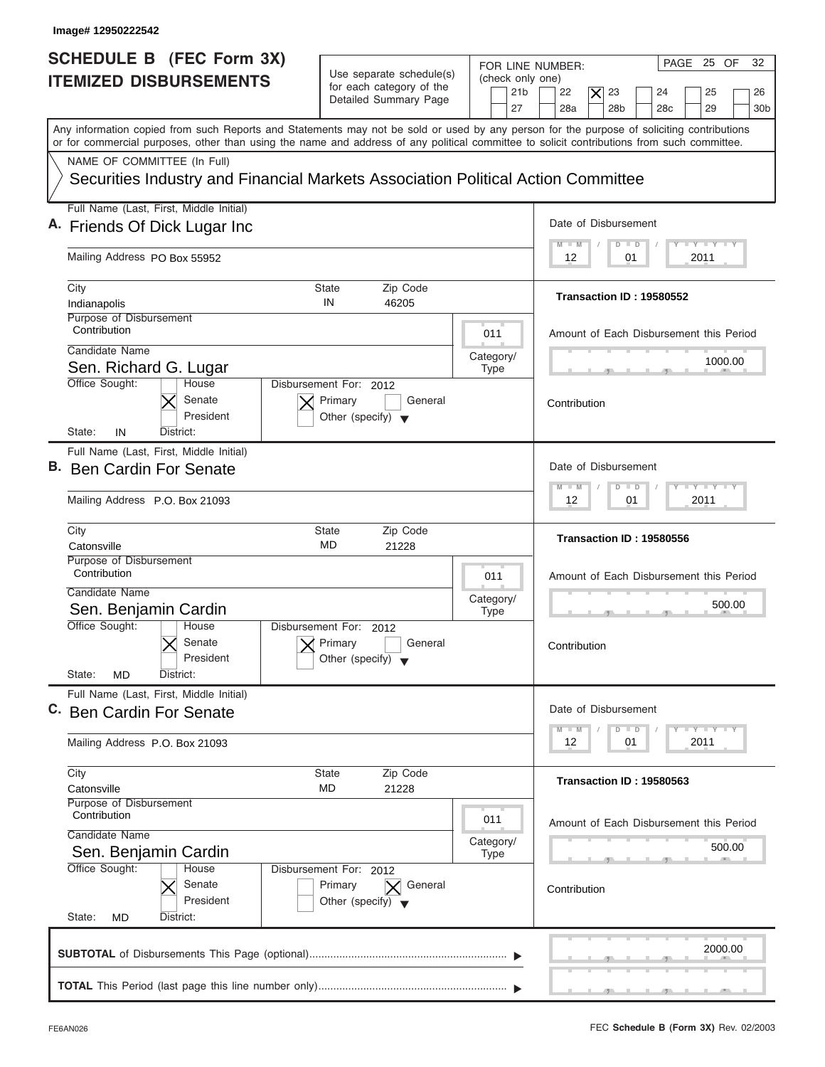Image# 12950222542

# SCHEDULE B (FEC Form 3X) ITEMIZED DISBURSEMENTS

Use separate schedule(s) for each category of the Detailed Summary Page

FOR LINE NUMBER: (check only one)
21b | 22 | [X] 23 | 24 | 25 | 26 | 27 | 28a | 28b | 28c | 29 | 30b

PAGE 25 OF 32

Any information copied from such Reports and Statements may not be sold or used by any person for the purpose of soliciting contributions or for commercial purposes, other than using the name and address of any political committee to solicit contributions from such committee.

NAME OF COMMITTEE (In Full)
Securities Industry and Financial Markets Association Political Action Committee

---

**A.** Full Name (Last, First, Middle Initial): Friends Of Dick Lugar Inc

Mailing Address: PO Box 55952

City: Indianapolis | State: IN | Zip Code: 46205

Purpose of Disbursement: Contribution

Category/Type: 011

Candidate Name: Sen. Richard G. Lugar

Office Sought: [X] Senate

State: IN | District:

Disbursement For: 2012 [X] Primary

Date of Disbursement: 12/01/2011

Transaction ID : 19580552

Amount of Each Disbursement this Period: 1000.00

Contribution

---

**B.** Full Name (Last, First, Middle Initial): Ben Cardin For Senate

Mailing Address: P.O. Box 21093

City: Catonsville | State: MD | Zip Code: 21228

Purpose of Disbursement: Contribution

Category/Type: 011

Candidate Name: Sen. Benjamin Cardin

Office Sought: [X] Senate

State: MD | District:

Disbursement For: 2012 [X] Primary

Date of Disbursement: 12/01/2011

Transaction ID : 19580556

Amount of Each Disbursement this Period: 500.00

Contribution

---

**C.** Full Name (Last, First, Middle Initial): Ben Cardin For Senate

Mailing Address: P.O. Box 21093

City: Catonsville | State: MD | Zip Code: 21228

Purpose of Disbursement: Contribution

Category/Type: 011

Candidate Name: Sen. Benjamin Cardin

Office Sought: [X] Senate

State: MD | District:

Disbursement For: 2012 [X] General

Date of Disbursement: 12/01/2011

Transaction ID : 19580563

Amount of Each Disbursement this Period: 500.00

Contribution

---

**SUBTOTAL** of Disbursements This Page (optional): 2000.00

**TOTAL** This Period (last page this line number only):

FE6AN026

FEC **Schedule B (Form 3X)** Rev. 02/2003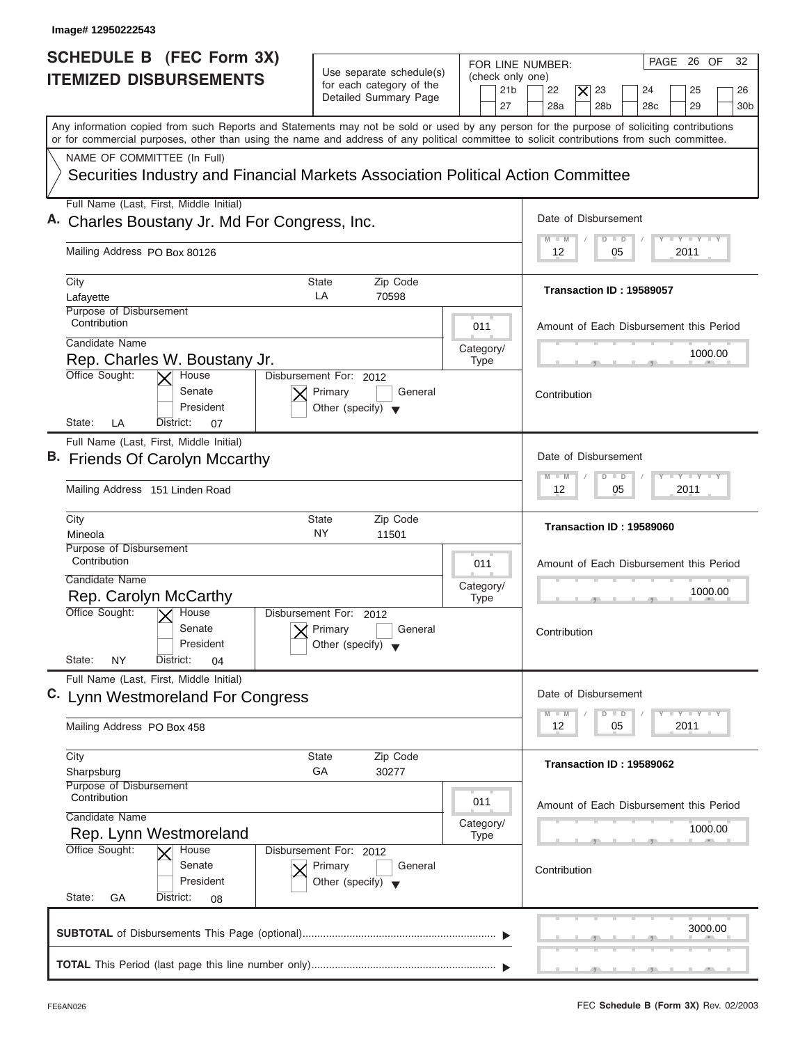Image# 12950222543

# SCHEDULE B (FEC Form 3X) ITEMIZED DISBURSEMENTS

Use separate schedule(s) for each category of the Detailed Summary Page

FOR LINE NUMBER: (check only one)
21b, 22, [X] 23, 24, 25, 26, 27, 28a, 28b, 28c, 29, 30b

PAGE 26 OF 32

Any information copied from such Reports and Statements may not be sold or used by any person for the purpose of soliciting contributions or for commercial purposes, other than using the name and address of any political committee to solicit contributions from such committee.

NAME OF COMMITTEE (In Full)
Securities Industry and Financial Markets Association Political Action Committee

---

**A.** Full Name (Last, First, Middle Initial): Charles Boustany Jr. Md For Congress, Inc.

Mailing Address: PO Box 80126

City: Lafayette | State: LA | Zip Code: 70598

Date of Disbursement: 12/05/2011

Transaction ID : 19589057

Purpose of Disbursement: Contribution

Category/Type: 011

Amount of Each Disbursement this Period: 1000.00

Contribution

Candidate Name: Rep. Charles W. Boustany Jr.

Office Sought: [X] House / Senate / President

Disbursement For: 2012 — [X] Primary / General / Other (specify)

State: LA | District: 07

---

**B.** Full Name (Last, First, Middle Initial): Friends Of Carolyn Mccarthy

Mailing Address: 151 Linden Road

City: Mineola | State: NY | Zip Code: 11501

Date of Disbursement: 12/05/2011

Transaction ID : 19589060

Purpose of Disbursement: Contribution

Category/Type: 011

Amount of Each Disbursement this Period: 1000.00

Contribution

Candidate Name: Rep. Carolyn McCarthy

Office Sought: [X] House / Senate / President

Disbursement For: 2012 — [X] Primary / General / Other (specify)

State: NY | District: 04

---

**C.** Full Name (Last, First, Middle Initial): Lynn Westmoreland For Congress

Mailing Address: PO Box 458

City: Sharpsburg | State: GA | Zip Code: 30277

Date of Disbursement: 12/05/2011

Transaction ID : 19589062

Purpose of Disbursement: Contribution

Category/Type: 011

Amount of Each Disbursement this Period: 1000.00

Contribution

Candidate Name: Rep. Lynn Westmoreland

Office Sought: [X] House / Senate / President

Disbursement For: 2012 — [X] Primary / General / Other (specify)

State: GA | District: 08

---

**SUBTOTAL** of Disbursements This Page (optional): 3000.00

**TOTAL** This Period (last page this line number only):

FE6AN026 — FEC **Schedule B (Form 3X)** Rev. 02/2003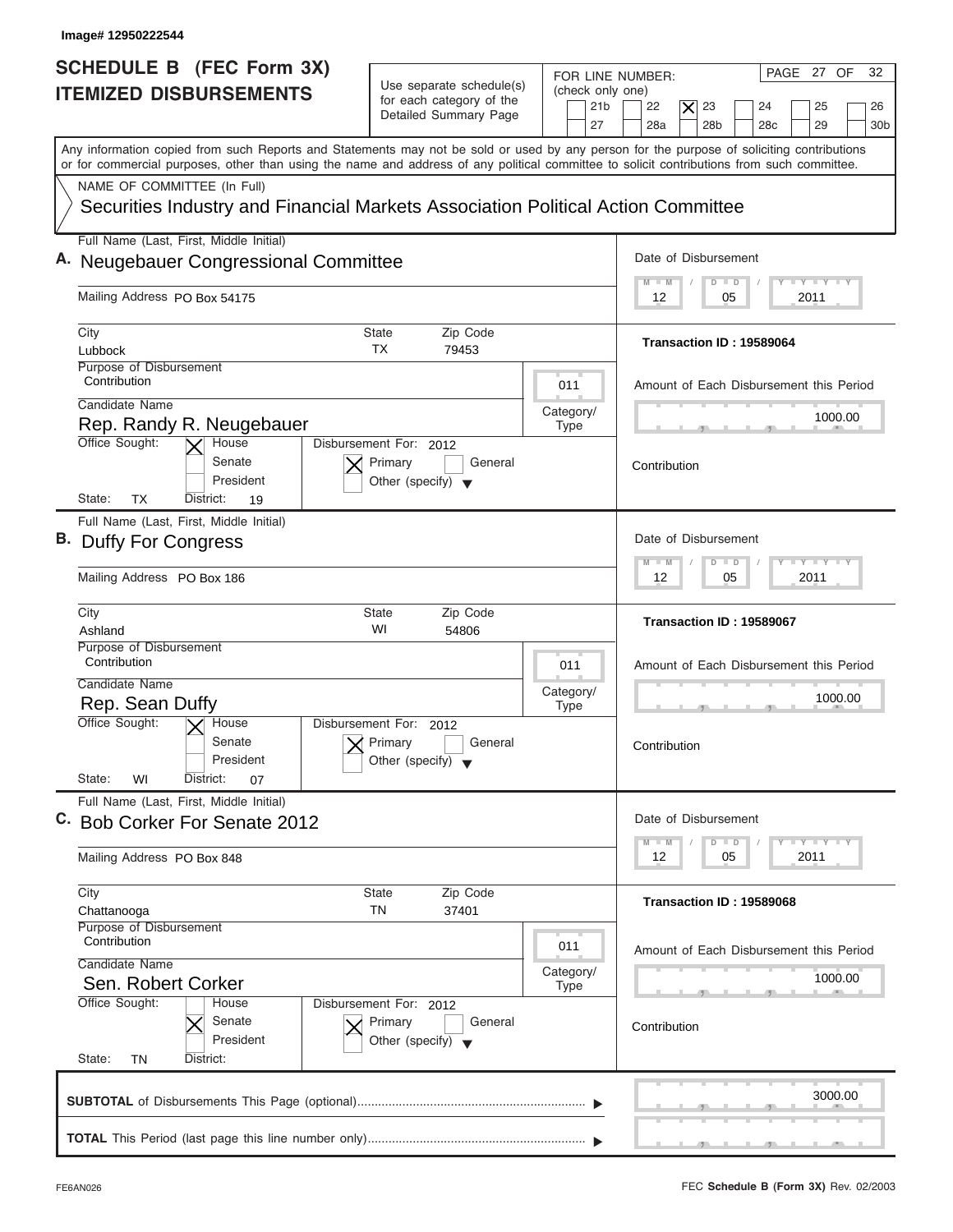Image# 12950222544

# SCHEDULE B (FEC Form 3X) ITEMIZED DISBURSEMENTS

Use separate schedule(s) for each category of the Detailed Summary Page

FOR LINE NUMBER: (check only one)

21b | 22 | [X] 23 | 24 | 25 | 26 | 27 | 28a | 28b | 28c | 29 | 30b

PAGE 27 OF 32

Any information copied from such Reports and Statements may not be sold or used by any person for the purpose of soliciting contributions or for commercial purposes, other than using the name and address of any political committee to solicit contributions from such committee.

NAME OF COMMITTEE (In Full)

Securities Industry and Financial Markets Association Political Action Committee

---

**A.** Full Name (Last, First, Middle Initial): Neugebauer Congressional Committee

Mailing Address: PO Box 54175

City: Lubbock | State: TX | Zip Code: 79453

Purpose of Disbursement: Contribution

Category/Type: 011

Candidate Name: Rep. Randy R. Neugebauer

Office Sought: [X] House [ ] Senate [ ] President

State: TX District: 19

Disbursement For: 2012 [X] Primary [ ] General [ ] Other (specify)

Date of Disbursement: 12/05/2011

Transaction ID : 19589064

Amount of Each Disbursement this Period: 1000.00

Contribution

---

**B.** Full Name (Last, First, Middle Initial): Duffy For Congress

Mailing Address: PO Box 186

City: Ashland | State: WI | Zip Code: 54806

Purpose of Disbursement: Contribution

Category/Type: 011

Candidate Name: Rep. Sean Duffy

Office Sought: [X] House [ ] Senate [ ] President

State: WI District: 07

Disbursement For: 2012 [X] Primary [ ] General [ ] Other (specify)

Date of Disbursement: 12/05/2011

Transaction ID : 19589067

Amount of Each Disbursement this Period: 1000.00

Contribution

---

**C.** Full Name (Last, First, Middle Initial): Bob Corker For Senate 2012

Mailing Address: PO Box 848

City: Chattanooga | State: TN | Zip Code: 37401

Purpose of Disbursement: Contribution

Category/Type: 011

Candidate Name: Sen. Robert Corker

Office Sought: [ ] House [X] Senate [ ] President

State: TN District:

Disbursement For: 2012 [X] Primary [ ] General [ ] Other (specify)

Date of Disbursement: 12/05/2011

Transaction ID : 19589068

Amount of Each Disbursement this Period: 1000.00

Contribution

---

**SUBTOTAL** of Disbursements This Page (optional): 3000.00

**TOTAL** This Period (last page this line number only):

FE6AN026 — FEC **Schedule B (Form 3X)** Rev. 02/2003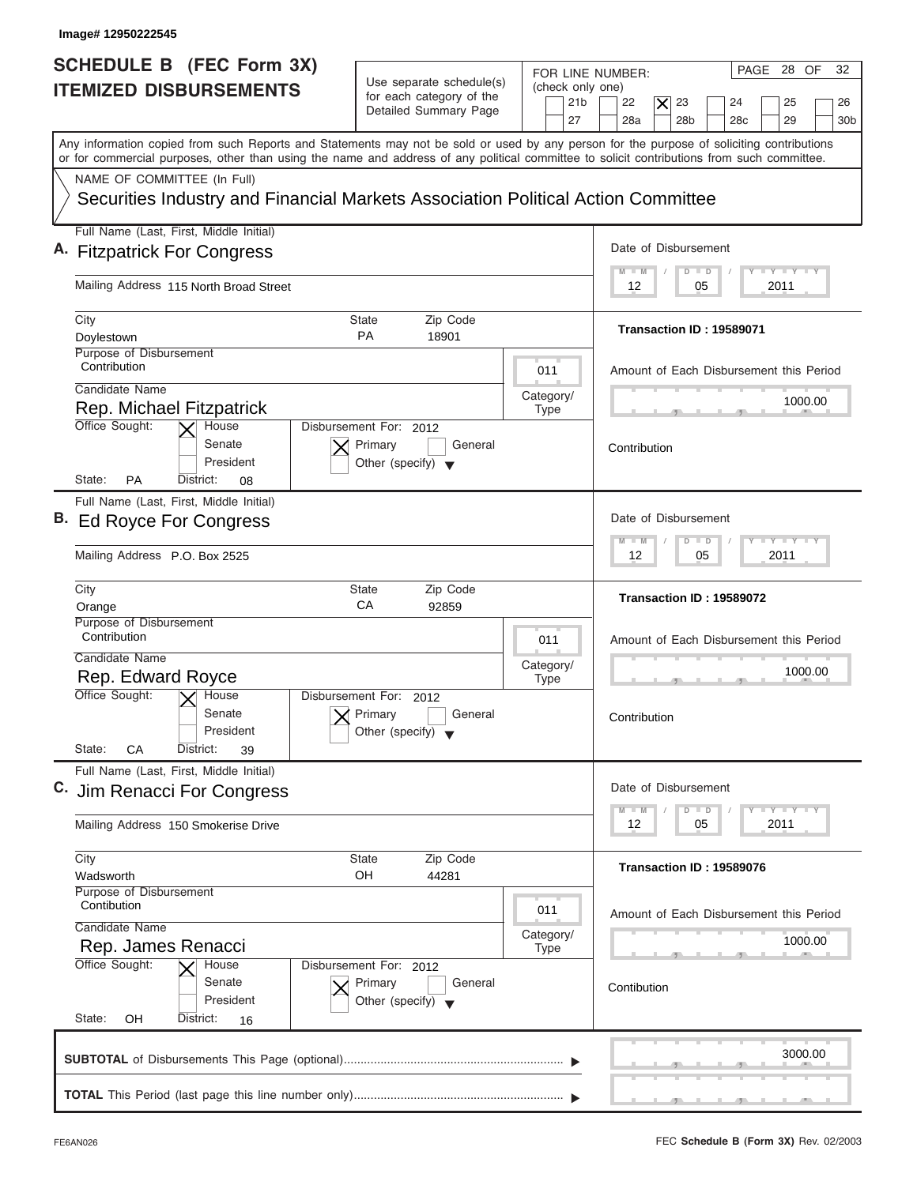Image# 12950222545

# SCHEDULE B (FEC Form 3X) ITEMIZED DISBURSEMENTS

Use separate schedule(s) for each category of the Detailed Summary Page

FOR LINE NUMBER: (check only one)

21b | 22 | [X] 23 | 24 | 25 | 26 | 27 | 28a | 28b | 28c | 29 | 30b

PAGE 28 OF 32

Any information copied from such Reports and Statements may not be sold or used by any person for the purpose of soliciting contributions or for commercial purposes, other than using the name and address of any political committee to solicit contributions from such committee.

NAME OF COMMITTEE (In Full)

Securities Industry and Financial Markets Association Political Action Committee

---

**A.** Full Name (Last, First, Middle Initial): Fitzpatrick For Congress

Mailing Address: 115 North Broad Street

City: Doylestown | State: PA | Zip Code: 18901

Purpose of Disbursement: Contribution

Category/Type: 011

Candidate Name: Rep. Michael Fitzpatrick

Office Sought: [X] House [ ] Senate [ ] President

State: PA District: 08

Disbursement For: 2012 [X] Primary [ ] General [ ] Other (specify)

Date of Disbursement: 12/05/2011

Transaction ID : 19589071

Amount of Each Disbursement this Period: 1000.00

Contribution

---

**B.** Full Name (Last, First, Middle Initial): Ed Royce For Congress

Mailing Address: P.O. Box 2525

City: Orange | State: CA | Zip Code: 92859

Purpose of Disbursement: Contribution

Category/Type: 011

Candidate Name: Rep. Edward Royce

Office Sought: [X] House [ ] Senate [ ] President

State: CA District: 39

Disbursement For: 2012 [X] Primary [ ] General [ ] Other (specify)

Date of Disbursement: 12/05/2011

Transaction ID : 19589072

Amount of Each Disbursement this Period: 1000.00

Contribution

---

**C.** Full Name (Last, First, Middle Initial): Jim Renacci For Congress

Mailing Address: 150 Smokerise Drive

City: Wadsworth | State: OH | Zip Code: 44281

Purpose of Disbursement: Contibution

Category/Type: 011

Candidate Name: Rep. James Renacci

Office Sought: [X] House [ ] Senate [ ] President

State: OH District: 16

Disbursement For: 2012 [X] Primary [ ] General [ ] Other (specify)

Date of Disbursement: 12/05/2011

Transaction ID : 19589076

Amount of Each Disbursement this Period: 1000.00

Contibution

---

**SUBTOTAL** of Disbursements This Page (optional): 3000.00

**TOTAL** This Period (last page this line number only):

FE6AN026 | FEC **Schedule B (Form 3X)** Rev. 02/2003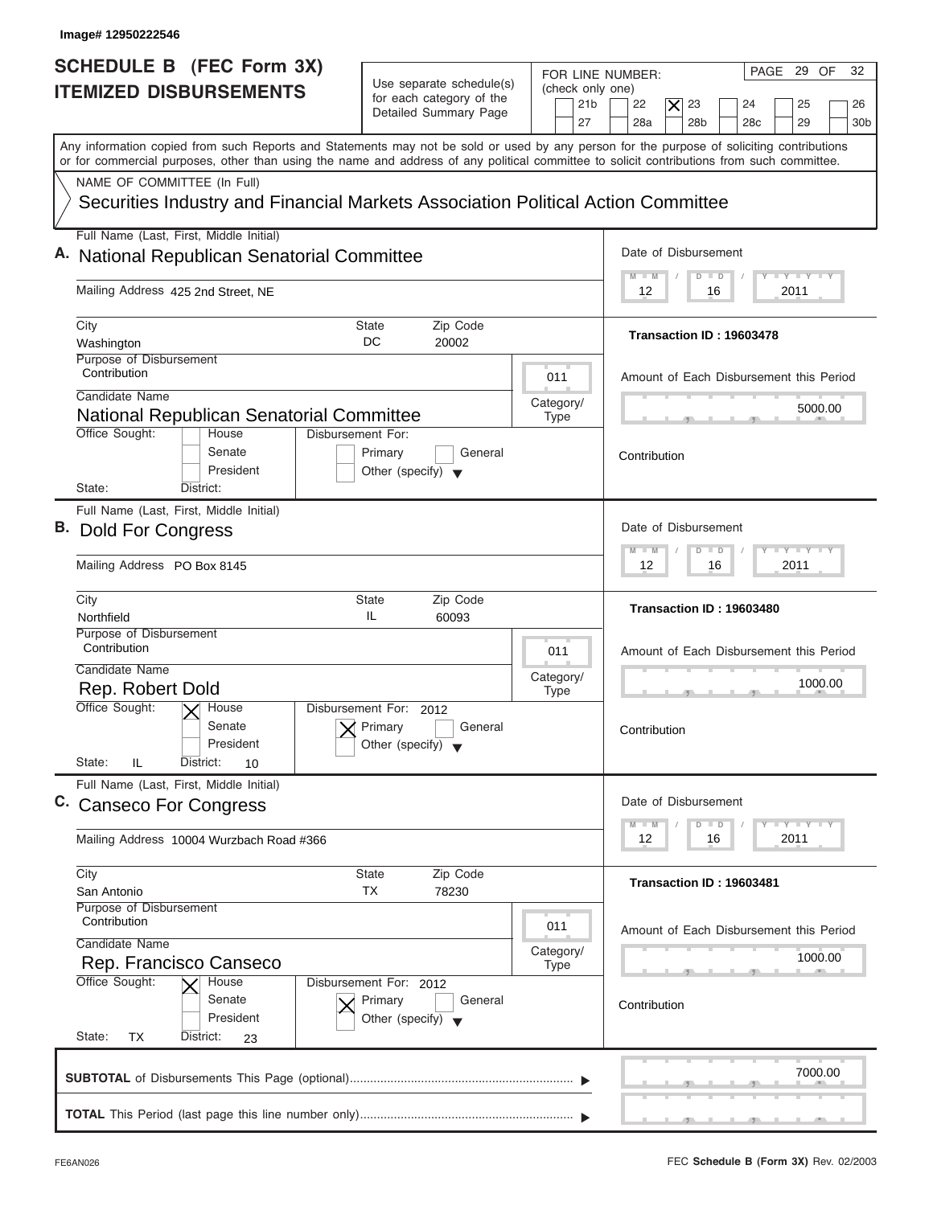Image# 12950222546

# SCHEDULE B (FEC Form 3X)
## ITEMIZED DISBURSEMENTS

Use separate schedule(s) for each category of the Detailed Summary Page

FOR LINE NUMBER: (check only one)
21b / 22 / **[X] 23** / 24 / 25 / 26 / 27 / 28a / 28b / 28c / 29 / 30b

PAGE 29 OF 32

Any information copied from such Reports and Statements may not be sold or used by any person for the purpose of soliciting contributions or for commercial purposes, other than using the name and address of any political committee to solicit contributions from such committee.

NAME OF COMMITTEE (In Full)
Securities Industry and Financial Markets Association Political Action Committee

---

**A.** Full Name (Last, First, Middle Initial): National Republican Senatorial Committee

Mailing Address: 425 2nd Street, NE

City: Washington | State: DC | Zip Code: 20002

Purpose of Disbursement: Contribution

Category/Type: 011

Candidate Name: National Republican Senatorial Committee

Office Sought: House / Senate / President

Disbursement For: Primary / General / Other (specify)

State: | District:

Date of Disbursement: 12/16/2011

Transaction ID : 19603478

Amount of Each Disbursement this Period: 5000.00

Contribution

---

**B.** Full Name (Last, First, Middle Initial): Dold For Congress

Mailing Address: PO Box 8145

City: Northfield | State: IL | Zip Code: 60093

Purpose of Disbursement: Contribution

Category/Type: 011

Candidate Name: Rep. Robert Dold

Office Sought: [X] House

Disbursement For: 2012 [X] Primary

State: IL | District: 10

Date of Disbursement: 12/16/2011

Transaction ID : 19603480

Amount of Each Disbursement this Period: 1000.00

Contribution

---

**C.** Full Name (Last, First, Middle Initial): Canseco For Congress

Mailing Address: 10004 Wurzbach Road #366

City: San Antonio | State: TX | Zip Code: 78230

Purpose of Disbursement: Contribution

Category/Type: 011

Candidate Name: Rep. Francisco Canseco

Office Sought: [X] House

Disbursement For: 2012 [X] Primary

State: TX | District: 23

Date of Disbursement: 12/16/2011

Transaction ID : 19603481

Amount of Each Disbursement this Period: 1000.00

Contribution

---

**SUBTOTAL** of Disbursements This Page (optional): 7000.00

**TOTAL** This Period (last page this line number only):

FE6AN026

FEC **Schedule B (Form 3X)** Rev. 02/2003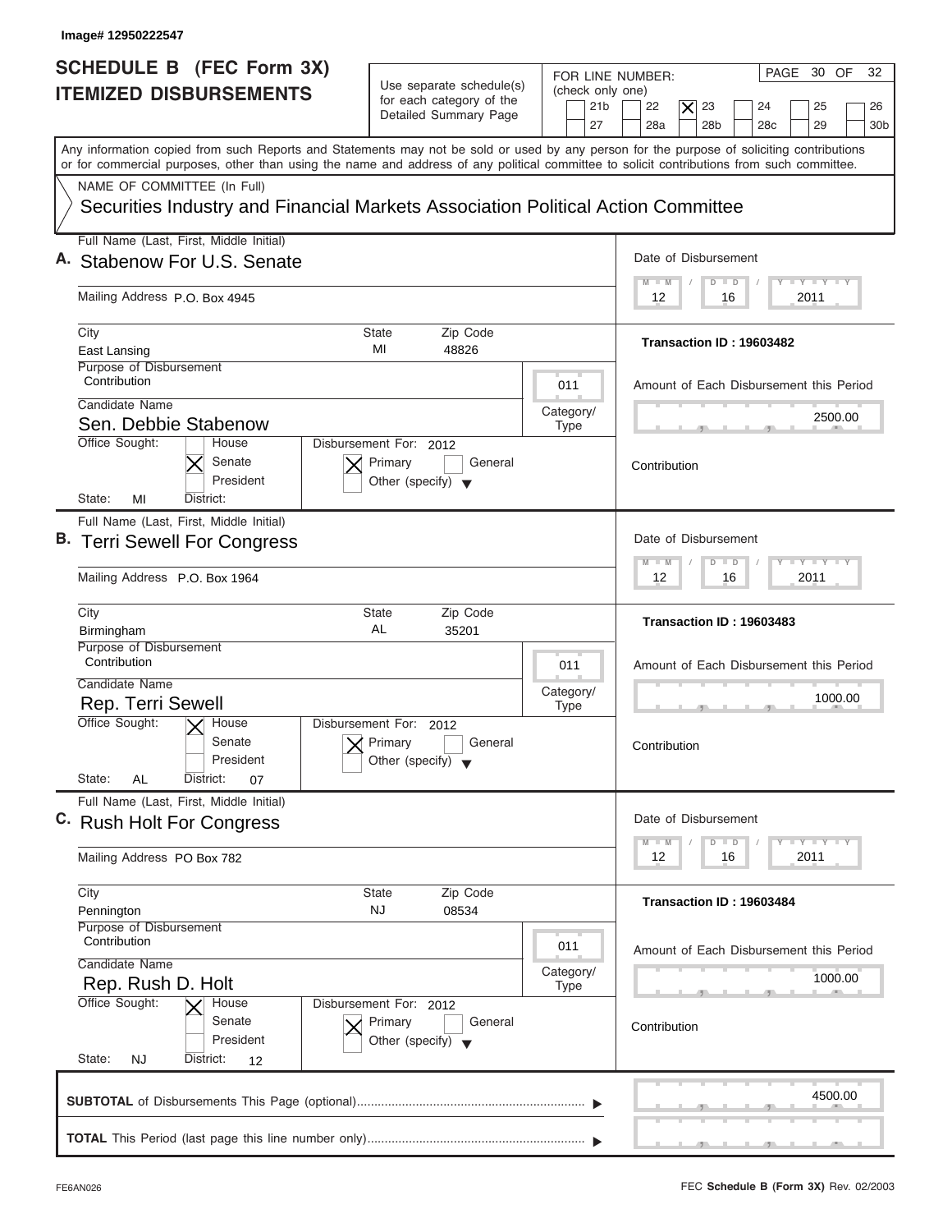Image# 12950222547

# SCHEDULE B (FEC Form 3X) ITEMIZED DISBURSEMENTS

Use separate schedule(s) for each category of the Detailed Summary Page

FOR LINE NUMBER: (check only one)
21b, 22, [X] 23, 24, 25, 26, 27, 28a, 28b, 28c, 29, 30b

PAGE 30 OF 32

Any information copied from such Reports and Statements may not be sold or used by any person for the purpose of soliciting contributions or for commercial purposes, other than using the name and address of any political committee to solicit contributions from such committee.

NAME OF COMMITTEE (In Full)
Securities Industry and Financial Markets Association Political Action Committee

---

**A.** Full Name (Last, First, Middle Initial): Stabenow For U.S. Senate

Mailing Address: P.O. Box 4945

City: East Lansing | State: MI | Zip Code: 48826

Date of Disbursement: 12 / 16 / 2011

Transaction ID : 19603482

Purpose of Disbursement: Contribution

Category/Type: 011

Candidate Name: Sen. Debbie Stabenow

Office Sought: [X] Senate

State: MI | District:

Disbursement For: 2012 [X] Primary

Amount of Each Disbursement this Period: 2500.00

Contribution

---

**B.** Full Name (Last, First, Middle Initial): Terri Sewell For Congress

Mailing Address: P.O. Box 1964

City: Birmingham | State: AL | Zip Code: 35201

Date of Disbursement: 12 / 16 / 2011

Transaction ID : 19603483

Purpose of Disbursement: Contribution

Category/Type: 011

Candidate Name: Rep. Terri Sewell

Office Sought: [X] House

State: AL | District: 07

Disbursement For: 2012 [X] Primary

Amount of Each Disbursement this Period: 1000.00

Contribution

---

**C.** Full Name (Last, First, Middle Initial): Rush Holt For Congress

Mailing Address: PO Box 782

City: Pennington | State: NJ | Zip Code: 08534

Date of Disbursement: 12 / 16 / 2011

Transaction ID : 19603484

Purpose of Disbursement: Contribution

Category/Type: 011

Candidate Name: Rep. Rush D. Holt

Office Sought: [X] House

State: NJ | District: 12

Disbursement For: 2012 [X] Primary

Amount of Each Disbursement this Period: 1000.00

Contribution

---

**SUBTOTAL** of Disbursements This Page (optional): 4500.00

**TOTAL** This Period (last page this line number only):

FE6AN026

FEC **Schedule B (Form 3X)** Rev. 02/2003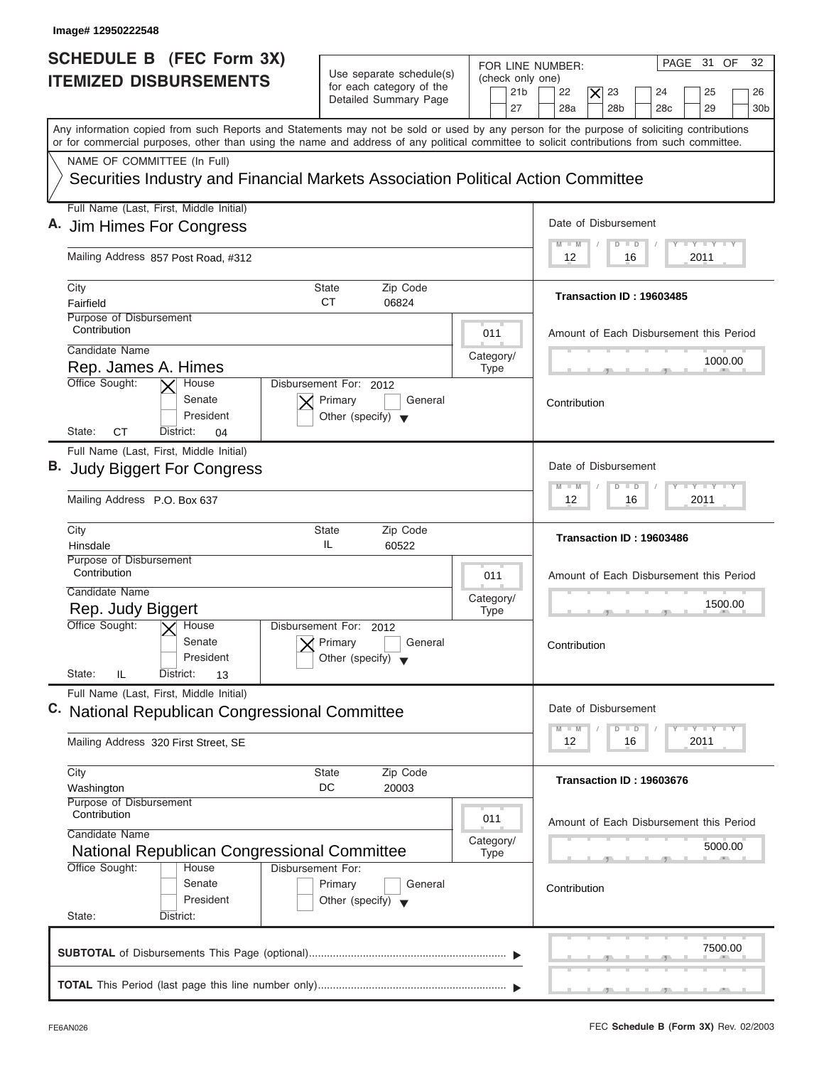Image# 12950222548

# SCHEDULE B (FEC Form 3X) ITEMIZED DISBURSEMENTS

Use separate schedule(s) for each category of the Detailed Summary Page

FOR LINE NUMBER: (check only one)

21b | 22 | [X] 23 | 24 | 25 | 26 | 27 | 28a | 28b | 28c | 29 | 30b

PAGE 31 OF 32

Any information copied from such Reports and Statements may not be sold or used by any person for the purpose of soliciting contributions or for commercial purposes, other than using the name and address of any political committee to solicit contributions from such committee.

NAME OF COMMITTEE (In Full)

Securities Industry and Financial Markets Association Political Action Committee

---

**A.** Full Name (Last, First, Middle Initial): **Jim Himes For Congress**

Mailing Address: 857 Post Road, #312

City: Fairfield | State: CT | Zip Code: 06824

Purpose of Disbursement: Contribution

Category/Type: 011

Candidate Name: Rep. James A. Himes

Office Sought: [X] House [ ] Senate [ ] President

State: CT District: 04

Disbursement For: 2012 [X] Primary [ ] General [ ] Other (specify)

Date of Disbursement: 12 / 16 / 2011

Transaction ID : 19603485

Amount of Each Disbursement this Period: 1000.00

Contribution

---

**B.** Full Name (Last, First, Middle Initial): **Judy Biggert For Congress**

Mailing Address: P.O. Box 637

City: Hinsdale | State: IL | Zip Code: 60522

Purpose of Disbursement: Contribution

Category/Type: 011

Candidate Name: Rep. Judy Biggert

Office Sought: [X] House [ ] Senate [ ] President

State: IL District: 13

Disbursement For: 2012 [X] Primary [ ] General [ ] Other (specify)

Date of Disbursement: 12 / 16 / 2011

Transaction ID : 19603486

Amount of Each Disbursement this Period: 1500.00

Contribution

---

**C.** Full Name (Last, First, Middle Initial): **National Republican Congressional Committee**

Mailing Address: 320 First Street, SE

City: Washington | State: DC | Zip Code: 20003

Purpose of Disbursement: Contribution

Category/Type: 011

Candidate Name: National Republican Congressional Committee

Office Sought: [ ] House [ ] Senate [ ] President

State: District:

Disbursement For: [ ] Primary [ ] General [ ] Other (specify)

Date of Disbursement: 12 / 16 / 2011

Transaction ID : 19603676

Amount of Each Disbursement this Period: 5000.00

Contribution

---

**SUBTOTAL** of Disbursements This Page (optional): 7500.00

**TOTAL** This Period (last page this line number only):

FE6AN026 — FEC **Schedule B (Form 3X)** Rev. 02/2003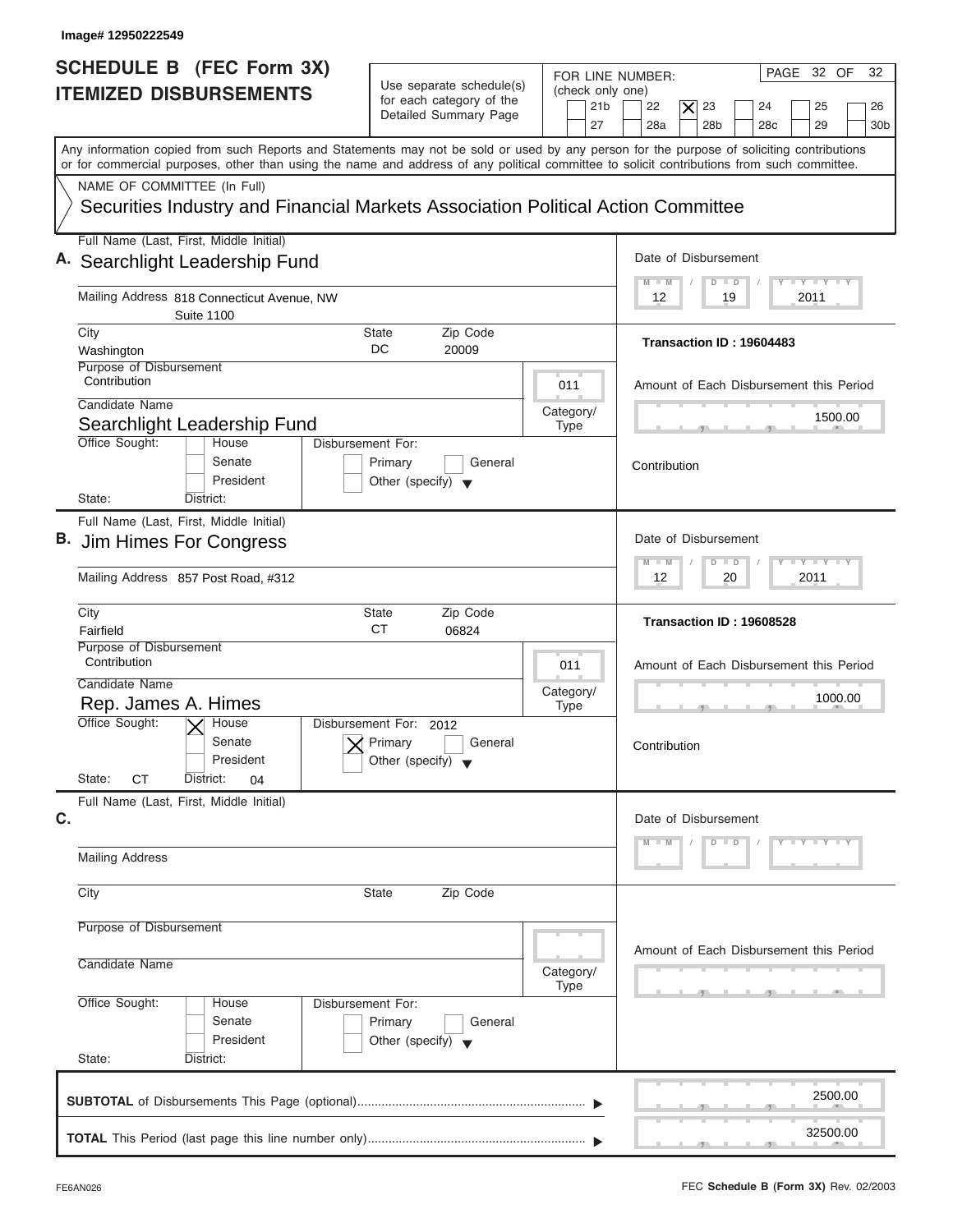Image# 12950222549

# SCHEDULE B (FEC Form 3X) ITEMIZED DISBURSEMENTS

Use separate schedule(s) for each category of the Detailed Summary Page

FOR LINE NUMBER: (check only one)

| | | | | | |
|---|---|---|---|---|---|
| 21b | 22 | [X] 23 | 24 | 25 | 26 |
| 27 | 28a | 28b | 28c | 29 | 30b |

Any information copied from such Reports and Statements may not be sold or used by any person for the purpose of soliciting contributions or for commercial purposes, other than using the name and address of any political committee to solicit contributions from such committee.

NAME OF COMMITTEE (In Full)

Securities Industry and Financial Markets Association Political Action Committee

---

**A.** Full Name (Last, First, Middle Initial): **Searchlight Leadership Fund**

Mailing Address: 818 Connecticut Avenue, NW, Suite 1100

City: Washington | State: DC | Zip Code: 20009

Purpose of Disbursement: Contribution

Category/Type: 011

Candidate Name: Searchlight Leadership Fund

Office Sought: House [ ] Senate [ ] President [ ]

Disbursement For: Primary [ ] General [ ] Other (specify) [ ]

State: District:

Date of Disbursement: 12 / 19 / 2011

Transaction ID : 19604483

Amount of Each Disbursement this Period: 1500.00

Contribution

---

**B.** Full Name (Last, First, Middle Initial): **Jim Himes For Congress**

Mailing Address: 857 Post Road, #312

City: Fairfield | State: CT | Zip Code: 06824

Purpose of Disbursement: Contribution

Category/Type: 011

Candidate Name: Rep. James A. Himes

Office Sought: House [X] Senate [ ] President [ ]

Disbursement For: 2012 Primary [X] General [ ] Other (specify) [ ]

State: CT District: 04

Date of Disbursement: 12 / 20 / 2011

Transaction ID : 19608528

Amount of Each Disbursement this Period: 1000.00

Contribution

---

**C.** Full Name (Last, First, Middle Initial):

Mailing Address

City | State | Zip Code

Purpose of Disbursement

Category/Type

Candidate Name

Office Sought: House [ ] Senate [ ] President [ ]

Disbursement For: Primary [ ] General [ ] Other (specify) [ ]

State: District:

Date of Disbursement: M M / D D / Y Y Y Y

Amount of Each Disbursement this Period

---

**SUBTOTAL** of Disbursements This Page (optional): 2500.00

**TOTAL** This Period (last page this line number only): 32500.00

FE6AN026

FEC **Schedule B (Form 3X)** Rev. 02/2003